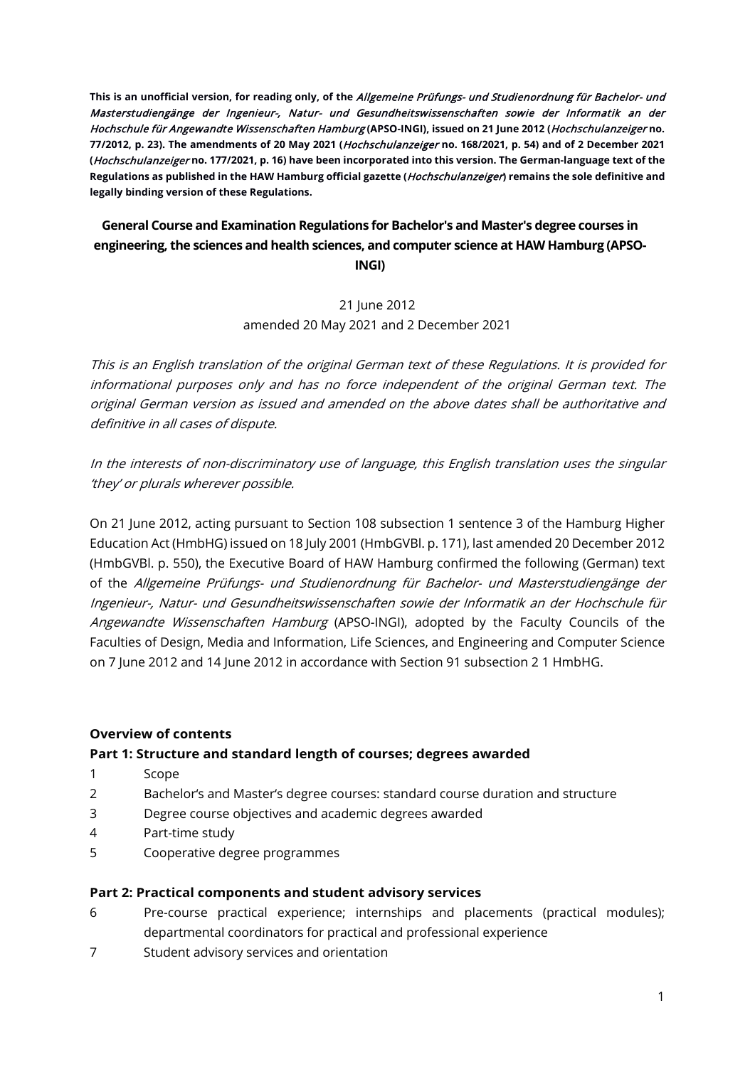**This is an unofficial version, for reading only, of the *Allgemeine Prüfungs- und Studienordnung für Bachelor- und Masterstudiengänge der Ingenieur-, Natur- und Gesundheitswissenschaften sowie der Informatik an der Hochschule für Angewandte Wissenschaften Hamburg* (APSO-INGI), issued on 21 June 2012 (*Hochschulanzeiger* no. 77/2012, p. 23). The amendments of 20 May 2021 (*Hochschulanzeiger* no. 168/2021, p. 54) and of 2 December 2021 (*Hochschulanzeiger* no. 177/2021, p. 16) have been incorporated into this version. The German-language text of the Regulations as published in the HAW Hamburg official gazette (*Hochschulanzeiger*) remains the sole definitive and legally binding version of these Regulations.**

# General Course and Examination Regulations for Bachelor's and Master's degree courses in engineering, the sciences and health sciences, and computer science at HAW Hamburg (APSO-INGI)

21 June 2012
amended 20 May 2021 and 2 December 2021

*This is an English translation of the original German text of these Regulations. It is provided for informational purposes only and has no force independent of the original German text. The original German version as issued and amended on the above dates shall be authoritative and definitive in all cases of dispute.*

*In the interests of non-discriminatory use of language, this English translation uses the singular 'they' or plurals wherever possible.*

On 21 June 2012, acting pursuant to Section 108 subsection 1 sentence 3 of the Hamburg Higher Education Act (HmbHG) issued on 18 July 2001 (HmbGVBl. p. 171), last amended 20 December 2012 (HmbGVBl. p. 550), the Executive Board of HAW Hamburg confirmed the following (German) text of the *Allgemeine Prüfungs- und Studienordnung für Bachelor- und Masterstudiengänge der Ingenieur-, Natur- und Gesundheitswissenschaften sowie der Informatik an der Hochschule für Angewandte Wissenschaften Hamburg* (APSO-INGI), adopted by the Faculty Councils of the Faculties of Design, Media and Information, Life Sciences, and Engineering and Computer Science on 7 June 2012 and 14 June 2012 in accordance with Section 91 subsection 2 1 HmbHG.

## Overview of contents

### Part 1: Structure and standard length of courses; degrees awarded

1 Scope
2 Bachelor's and Master's degree courses: standard course duration and structure
3 Degree course objectives and academic degrees awarded
4 Part-time study
5 Cooperative degree programmes

### Part 2: Practical components and student advisory services

6 Pre-course practical experience; internships and placements (practical modules); departmental coordinators for practical and professional experience
7 Student advisory services and orientation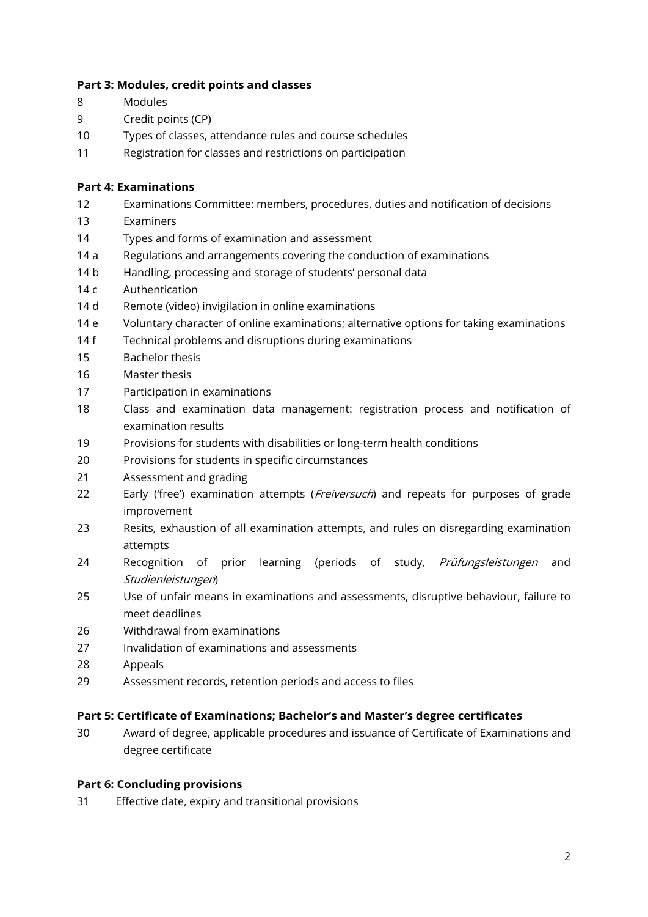**Part 3: Modules, credit points and classes**

8 Modules
9 Credit points (CP)
10 Types of classes, attendance rules and course schedules
11 Registration for classes and restrictions on participation

**Part 4: Examinations**

12 Examinations Committee: members, procedures, duties and notification of decisions
13 Examiners
14 Types and forms of examination and assessment
14 a Regulations and arrangements covering the conduction of examinations
14 b Handling, processing and storage of students' personal data
14 c Authentication
14 d Remote (video) invigilation in online examinations
14 e Voluntary character of online examinations; alternative options for taking examinations
14 f Technical problems and disruptions during examinations
15 Bachelor thesis
16 Master thesis
17 Participation in examinations
18 Class and examination data management: registration process and notification of examination results
19 Provisions for students with disabilities or long-term health conditions
20 Provisions for students in specific circumstances
21 Assessment and grading
22 Early ('free') examination attempts (*Freiversuch*) and repeats for purposes of grade improvement
23 Resits, exhaustion of all examination attempts, and rules on disregarding examination attempts
24 Recognition of prior learning (periods of study, *Prüfungsleistungen* and *Studienleistungen*)
25 Use of unfair means in examinations and assessments, disruptive behaviour, failure to meet deadlines
26 Withdrawal from examinations
27 Invalidation of examinations and assessments
28 Appeals
29 Assessment records, retention periods and access to files

**Part 5: Certificate of Examinations; Bachelor's and Master's degree certificates**

30 Award of degree, applicable procedures and issuance of Certificate of Examinations and degree certificate

**Part 6: Concluding provisions**

31 Effective date, expiry and transitional provisions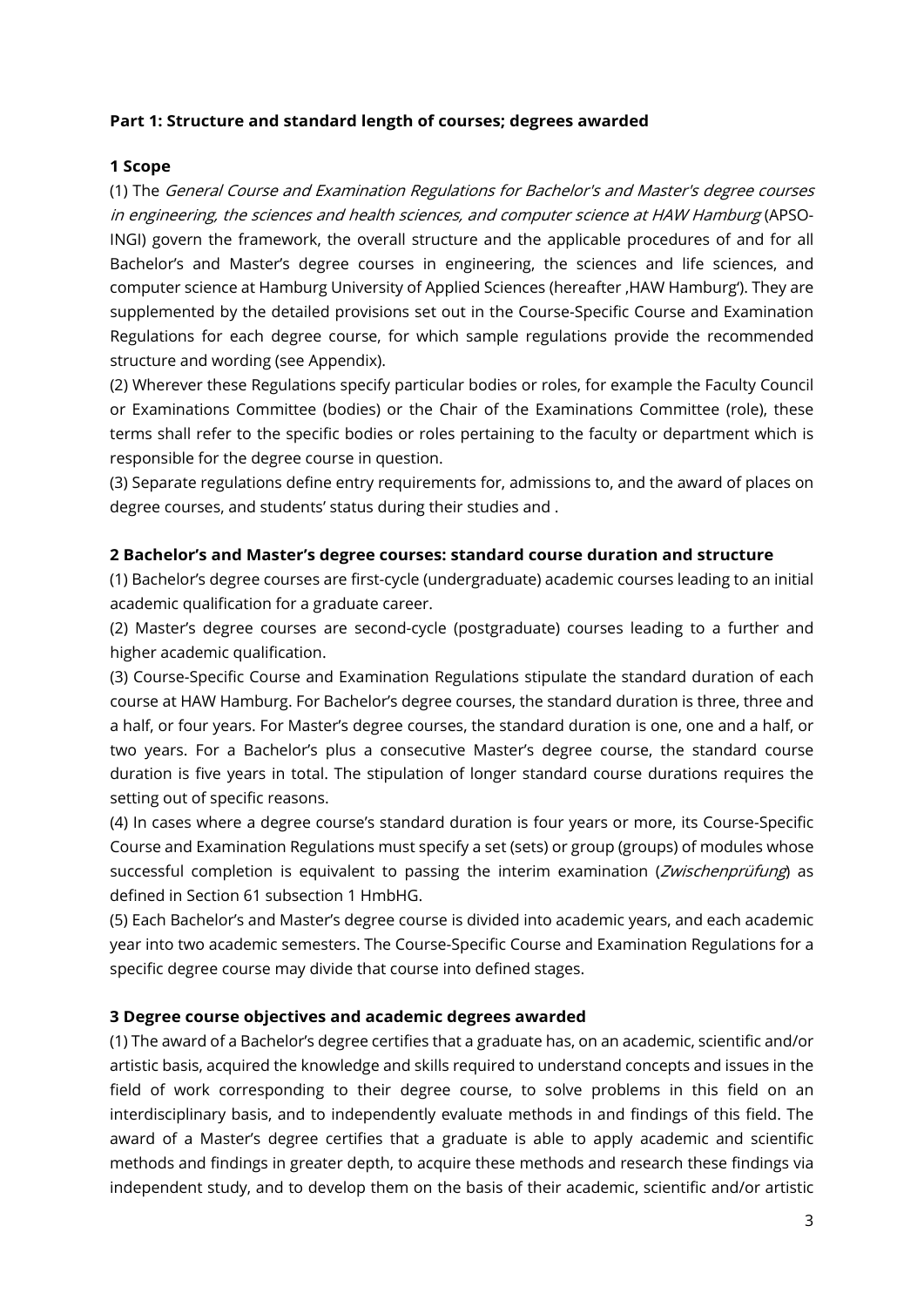**Part 1: Structure and standard length of courses; degrees awarded**

**1 Scope**

(1) The *General Course and Examination Regulations for Bachelor's and Master's degree courses in engineering, the sciences and health sciences, and computer science at HAW Hamburg* (APSO-INGI) govern the framework, the overall structure and the applicable procedures of and for all Bachelor's and Master's degree courses in engineering, the sciences and life sciences, and computer science at Hamburg University of Applied Sciences (hereafter ‚HAW Hamburg'). They are supplemented by the detailed provisions set out in the Course-Specific Course and Examination Regulations for each degree course, for which sample regulations provide the recommended structure and wording (see Appendix).

(2) Wherever these Regulations specify particular bodies or roles, for example the Faculty Council or Examinations Committee (bodies) or the Chair of the Examinations Committee (role), these terms shall refer to the specific bodies or roles pertaining to the faculty or department which is responsible for the degree course in question.

(3) Separate regulations define entry requirements for, admissions to, and the award of places on degree courses, and students' status during their studies and .

**2 Bachelor's and Master's degree courses: standard course duration and structure**

(1) Bachelor's degree courses are first-cycle (undergraduate) academic courses leading to an initial academic qualification for a graduate career.

(2) Master's degree courses are second-cycle (postgraduate) courses leading to a further and higher academic qualification.

(3) Course-Specific Course and Examination Regulations stipulate the standard duration of each course at HAW Hamburg. For Bachelor's degree courses, the standard duration is three, three and a half, or four years. For Master's degree courses, the standard duration is one, one and a half, or two years. For a Bachelor's plus a consecutive Master's degree course, the standard course duration is five years in total. The stipulation of longer standard course durations requires the setting out of specific reasons.

(4) In cases where a degree course's standard duration is four years or more, its Course-Specific Course and Examination Regulations must specify a set (sets) or group (groups) of modules whose successful completion is equivalent to passing the interim examination (*Zwischenprüfung*) as defined in Section 61 subsection 1 HmbHG.

(5) Each Bachelor's and Master's degree course is divided into academic years, and each academic year into two academic semesters. The Course-Specific Course and Examination Regulations for a specific degree course may divide that course into defined stages.

**3 Degree course objectives and academic degrees awarded**

(1) The award of a Bachelor's degree certifies that a graduate has, on an academic, scientific and/or artistic basis, acquired the knowledge and skills required to understand concepts and issues in the field of work corresponding to their degree course, to solve problems in this field on an interdisciplinary basis, and to independently evaluate methods in and findings of this field. The award of a Master's degree certifies that a graduate is able to apply academic and scientific methods and findings in greater depth, to acquire these methods and research these findings via independent study, and to develop them on the basis of their academic, scientific and/or artistic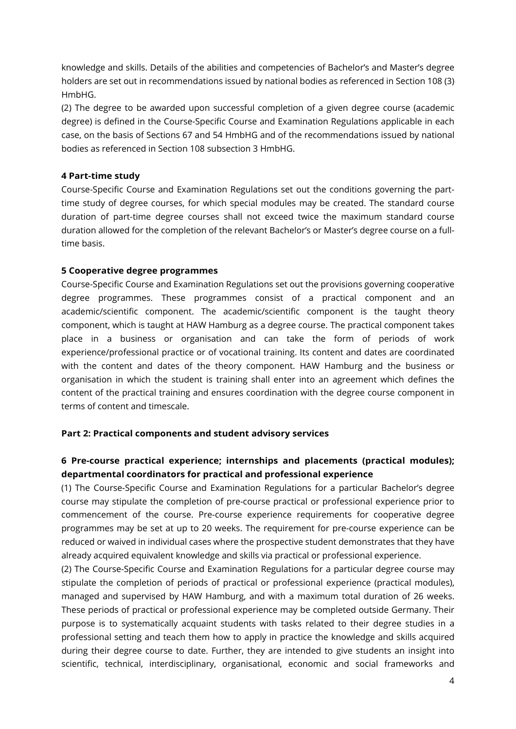knowledge and skills. Details of the abilities and competencies of Bachelor's and Master's degree holders are set out in recommendations issued by national bodies as referenced in Section 108 (3) HmbHG.

(2) The degree to be awarded upon successful completion of a given degree course (academic degree) is defined in the Course-Specific Course and Examination Regulations applicable in each case, on the basis of Sections 67 and 54 HmbHG and of the recommendations issued by national bodies as referenced in Section 108 subsection 3 HmbHG.

### 4 Part-time study

Course-Specific Course and Examination Regulations set out the conditions governing the part-time study of degree courses, for which special modules may be created. The standard course duration of part-time degree courses shall not exceed twice the maximum standard course duration allowed for the completion of the relevant Bachelor's or Master's degree course on a full-time basis.

### 5 Cooperative degree programmes

Course-Specific Course and Examination Regulations set out the provisions governing cooperative degree programmes. These programmes consist of a practical component and an academic/scientific component. The academic/scientific component is the taught theory component, which is taught at HAW Hamburg as a degree course. The practical component takes place in a business or organisation and can take the form of periods of work experience/professional practice or of vocational training. Its content and dates are coordinated with the content and dates of the theory component. HAW Hamburg and the business or organisation in which the student is training shall enter into an agreement which defines the content of the practical training and ensures coordination with the degree course component in terms of content and timescale.

## Part 2: Practical components and student advisory services

### 6 Pre-course practical experience; internships and placements (practical modules); departmental coordinators for practical and professional experience

(1) The Course-Specific Course and Examination Regulations for a particular Bachelor's degree course may stipulate the completion of pre-course practical or professional experience prior to commencement of the course. Pre-course experience requirements for cooperative degree programmes may be set at up to 20 weeks. The requirement for pre-course experience can be reduced or waived in individual cases where the prospective student demonstrates that they have already acquired equivalent knowledge and skills via practical or professional experience.

(2) The Course-Specific Course and Examination Regulations for a particular degree course may stipulate the completion of periods of practical or professional experience (practical modules), managed and supervised by HAW Hamburg, and with a maximum total duration of 26 weeks. These periods of practical or professional experience may be completed outside Germany. Their purpose is to systematically acquaint students with tasks related to their degree studies in a professional setting and teach them how to apply in practice the knowledge and skills acquired during their degree course to date. Further, they are intended to give students an insight into scientific, technical, interdisciplinary, organisational, economic and social frameworks and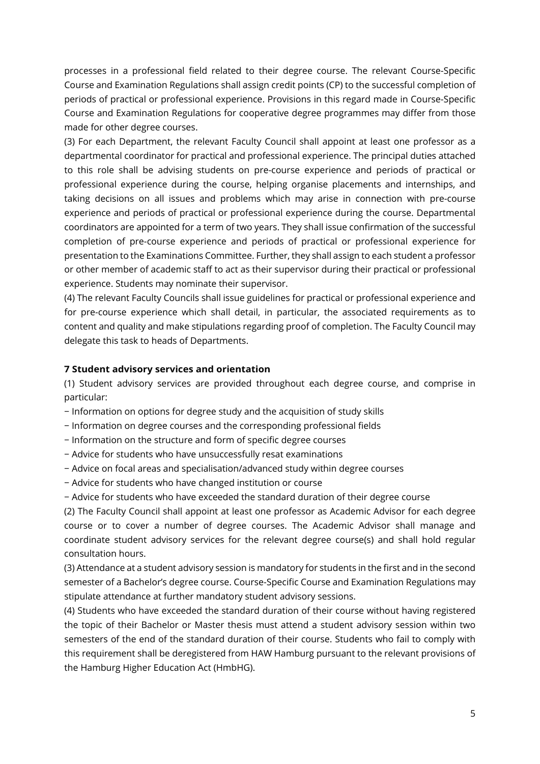processes in a professional field related to their degree course. The relevant Course-Specific Course and Examination Regulations shall assign credit points (CP) to the successful completion of periods of practical or professional experience. Provisions in this regard made in Course-Specific Course and Examination Regulations for cooperative degree programmes may differ from those made for other degree courses.

(3) For each Department, the relevant Faculty Council shall appoint at least one professor as a departmental coordinator for practical and professional experience. The principal duties attached to this role shall be advising students on pre-course experience and periods of practical or professional experience during the course, helping organise placements and internships, and taking decisions on all issues and problems which may arise in connection with pre-course experience and periods of practical or professional experience during the course. Departmental coordinators are appointed for a term of two years. They shall issue confirmation of the successful completion of pre-course experience and periods of practical or professional experience for presentation to the Examinations Committee. Further, they shall assign to each student a professor or other member of academic staff to act as their supervisor during their practical or professional experience. Students may nominate their supervisor.

(4) The relevant Faculty Councils shall issue guidelines for practical or professional experience and for pre-course experience which shall detail, in particular, the associated requirements as to content and quality and make stipulations regarding proof of completion. The Faculty Council may delegate this task to heads of Departments.

### 7 Student advisory services and orientation

(1) Student advisory services are provided throughout each degree course, and comprise in particular:

- Information on options for degree study and the acquisition of study skills
- Information on degree courses and the corresponding professional fields
- Information on the structure and form of specific degree courses
- Advice for students who have unsuccessfully resat examinations
- Advice on focal areas and specialisation/advanced study within degree courses
- Advice for students who have changed institution or course
- Advice for students who have exceeded the standard duration of their degree course

(2) The Faculty Council shall appoint at least one professor as Academic Advisor for each degree course or to cover a number of degree courses. The Academic Advisor shall manage and coordinate student advisory services for the relevant degree course(s) and shall hold regular consultation hours.

(3) Attendance at a student advisory session is mandatory for students in the first and in the second semester of a Bachelor's degree course. Course-Specific Course and Examination Regulations may stipulate attendance at further mandatory student advisory sessions.

(4) Students who have exceeded the standard duration of their course without having registered the topic of their Bachelor or Master thesis must attend a student advisory session within two semesters of the end of the standard duration of their course. Students who fail to comply with this requirement shall be deregistered from HAW Hamburg pursuant to the relevant provisions of the Hamburg Higher Education Act (HmbHG).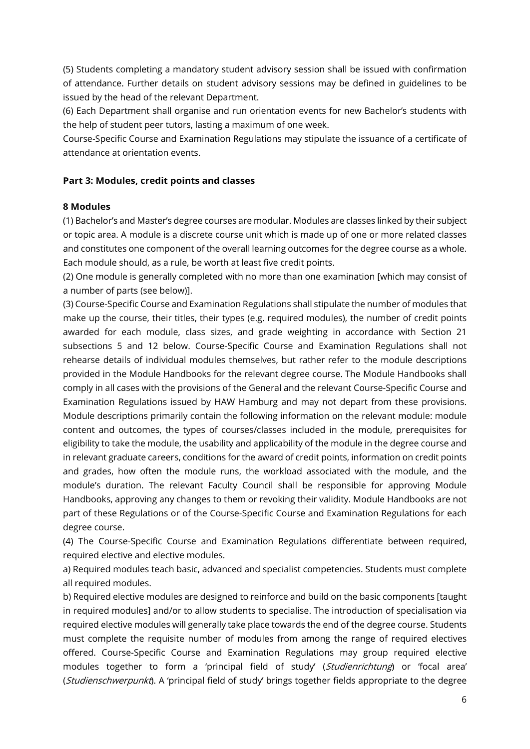(5) Students completing a mandatory student advisory session shall be issued with confirmation of attendance. Further details on student advisory sessions may be defined in guidelines to be issued by the head of the relevant Department.

(6) Each Department shall organise and run orientation events for new Bachelor's students with the help of student peer tutors, lasting a maximum of one week.

Course-Specific Course and Examination Regulations may stipulate the issuance of a certificate of attendance at orientation events.

## Part 3: Modules, credit points and classes

### 8 Modules

(1) Bachelor's and Master's degree courses are modular. Modules are classes linked by their subject or topic area. A module is a discrete course unit which is made up of one or more related classes and constitutes one component of the overall learning outcomes for the degree course as a whole. Each module should, as a rule, be worth at least five credit points.

(2) One module is generally completed with no more than one examination [which may consist of a number of parts (see below)].

(3) Course-Specific Course and Examination Regulations shall stipulate the number of modules that make up the course, their titles, their types (e.g. required modules), the number of credit points awarded for each module, class sizes, and grade weighting in accordance with Section 21 subsections 5 and 12 below. Course-Specific Course and Examination Regulations shall not rehearse details of individual modules themselves, but rather refer to the module descriptions provided in the Module Handbooks for the relevant degree course. The Module Handbooks shall comply in all cases with the provisions of the General and the relevant Course-Specific Course and Examination Regulations issued by HAW Hamburg and may not depart from these provisions. Module descriptions primarily contain the following information on the relevant module: module content and outcomes, the types of courses/classes included in the module, prerequisites for eligibility to take the module, the usability and applicability of the module in the degree course and in relevant graduate careers, conditions for the award of credit points, information on credit points and grades, how often the module runs, the workload associated with the module, and the module's duration. The relevant Faculty Council shall be responsible for approving Module Handbooks, approving any changes to them or revoking their validity. Module Handbooks are not part of these Regulations or of the Course-Specific Course and Examination Regulations for each degree course.

(4) The Course-Specific Course and Examination Regulations differentiate between required, required elective and elective modules.

a) Required modules teach basic, advanced and specialist competencies. Students must complete all required modules.

b) Required elective modules are designed to reinforce and build on the basic components [taught in required modules] and/or to allow students to specialise. The introduction of specialisation via required elective modules will generally take place towards the end of the degree course. Students must complete the requisite number of modules from among the range of required electives offered. Course-Specific Course and Examination Regulations may group required elective modules together to form a 'principal field of study' (*Studienrichtung*) or 'focal area' (*Studienschwerpunkt*). A 'principal field of study' brings together fields appropriate to the degree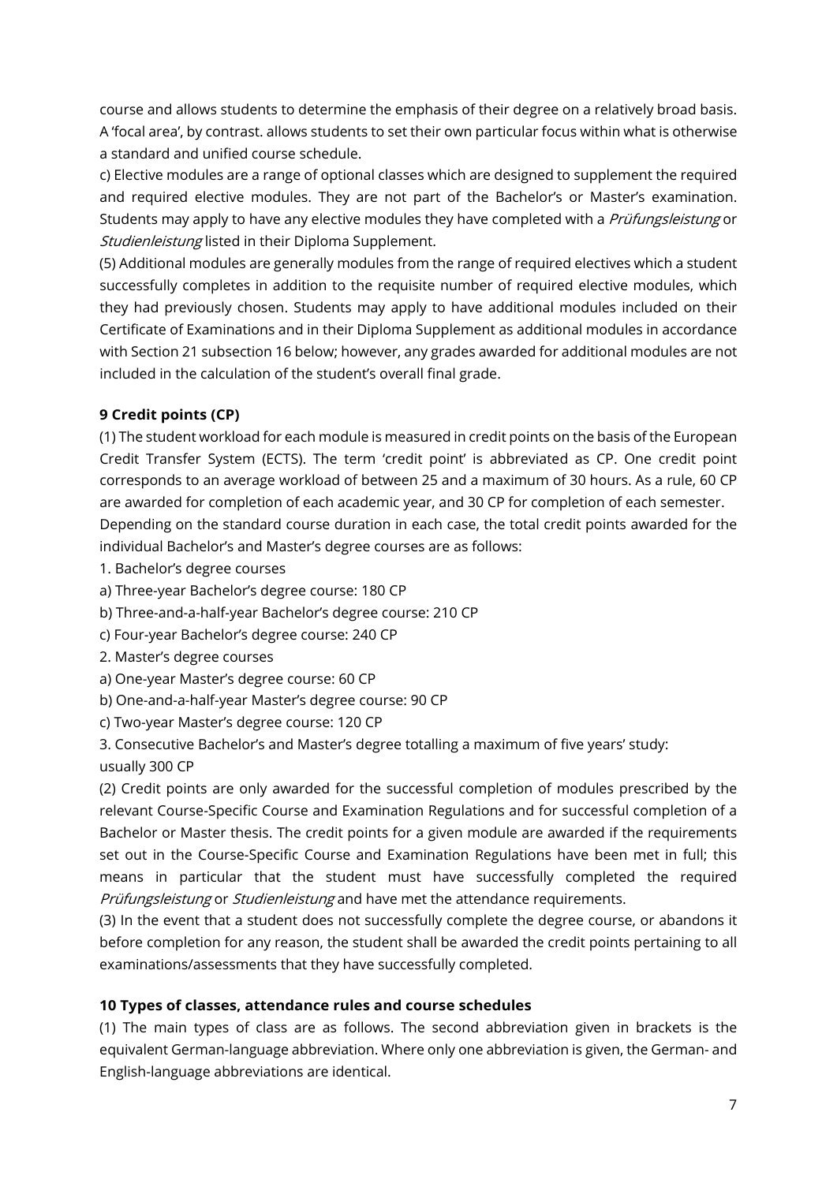course and allows students to determine the emphasis of their degree on a relatively broad basis. A 'focal area', by contrast. allows students to set their own particular focus within what is otherwise a standard and unified course schedule.

c) Elective modules are a range of optional classes which are designed to supplement the required and required elective modules. They are not part of the Bachelor's or Master's examination. Students may apply to have any elective modules they have completed with a *Prüfungsleistung* or *Studienleistung* listed in their Diploma Supplement.

(5) Additional modules are generally modules from the range of required electives which a student successfully completes in addition to the requisite number of required elective modules, which they had previously chosen. Students may apply to have additional modules included on their Certificate of Examinations and in their Diploma Supplement as additional modules in accordance with Section 21 subsection 16 below; however, any grades awarded for additional modules are not included in the calculation of the student's overall final grade.

### 9 Credit points (CP)

(1) The student workload for each module is measured in credit points on the basis of the European Credit Transfer System (ECTS). The term 'credit point' is abbreviated as CP. One credit point corresponds to an average workload of between 25 and a maximum of 30 hours. As a rule, 60 CP are awarded for completion of each academic year, and 30 CP for completion of each semester.

Depending on the standard course duration in each case, the total credit points awarded for the individual Bachelor's and Master's degree courses are as follows:

1. Bachelor's degree courses

a) Three-year Bachelor's degree course: 180 CP

b) Three-and-a-half-year Bachelor's degree course: 210 CP

c) Four-year Bachelor's degree course: 240 CP

2. Master's degree courses

a) One-year Master's degree course: 60 CP

b) One-and-a-half-year Master's degree course: 90 CP

c) Two-year Master's degree course: 120 CP

3. Consecutive Bachelor's and Master's degree totalling a maximum of five years' study: usually 300 CP

(2) Credit points are only awarded for the successful completion of modules prescribed by the relevant Course-Specific Course and Examination Regulations and for successful completion of a Bachelor or Master thesis. The credit points for a given module are awarded if the requirements set out in the Course-Specific Course and Examination Regulations have been met in full; this means in particular that the student must have successfully completed the required *Prüfungsleistung* or *Studienleistung* and have met the attendance requirements.

(3) In the event that a student does not successfully complete the degree course, or abandons it before completion for any reason, the student shall be awarded the credit points pertaining to all examinations/assessments that they have successfully completed.

### 10 Types of classes, attendance rules and course schedules

(1) The main types of class are as follows. The second abbreviation given in brackets is the equivalent German-language abbreviation. Where only one abbreviation is given, the German- and English-language abbreviations are identical.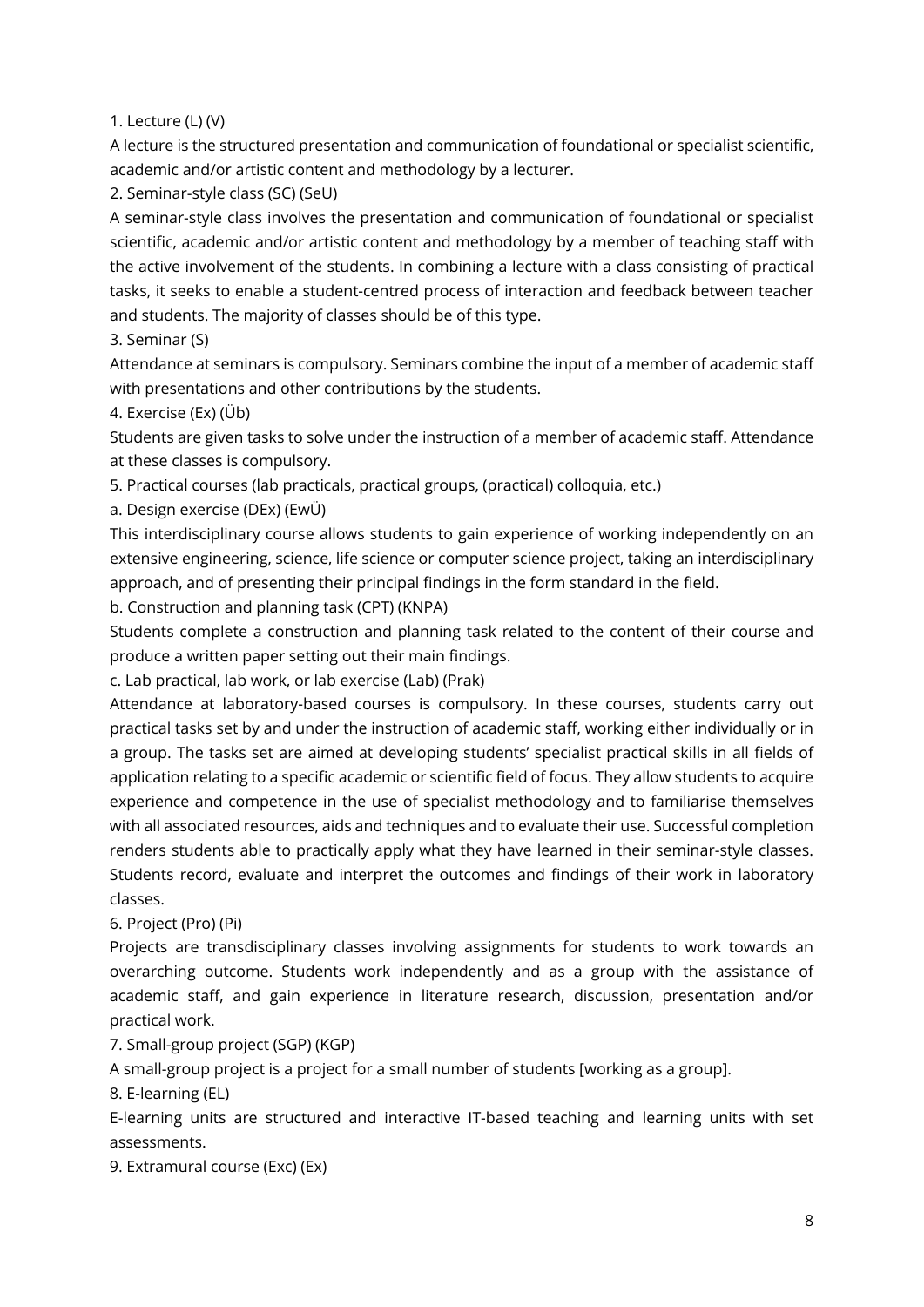1. Lecture (L) (V)

A lecture is the structured presentation and communication of foundational or specialist scientific, academic and/or artistic content and methodology by a lecturer.

2. Seminar-style class (SC) (SeU)

A seminar-style class involves the presentation and communication of foundational or specialist scientific, academic and/or artistic content and methodology by a member of teaching staff with the active involvement of the students. In combining a lecture with a class consisting of practical tasks, it seeks to enable a student-centred process of interaction and feedback between teacher and students. The majority of classes should be of this type.

3. Seminar (S)

Attendance at seminars is compulsory. Seminars combine the input of a member of academic staff with presentations and other contributions by the students.

4. Exercise (Ex) (Üb)

Students are given tasks to solve under the instruction of a member of academic staff. Attendance at these classes is compulsory.

5. Practical courses (lab practicals, practical groups, (practical) colloquia, etc.)

a. Design exercise (DEx) (EwÜ)

This interdisciplinary course allows students to gain experience of working independently on an extensive engineering, science, life science or computer science project, taking an interdisciplinary approach, and of presenting their principal findings in the form standard in the field.

b. Construction and planning task (CPT) (KNPA)

Students complete a construction and planning task related to the content of their course and produce a written paper setting out their main findings.

c. Lab practical, lab work, or lab exercise (Lab) (Prak)

Attendance at laboratory-based courses is compulsory. In these courses, students carry out practical tasks set by and under the instruction of academic staff, working either individually or in a group. The tasks set are aimed at developing students' specialist practical skills in all fields of application relating to a specific academic or scientific field of focus. They allow students to acquire experience and competence in the use of specialist methodology and to familiarise themselves with all associated resources, aids and techniques and to evaluate their use. Successful completion renders students able to practically apply what they have learned in their seminar-style classes. Students record, evaluate and interpret the outcomes and findings of their work in laboratory classes.

6. Project (Pro) (Pi)

Projects are transdisciplinary classes involving assignments for students to work towards an overarching outcome. Students work independently and as a group with the assistance of academic staff, and gain experience in literature research, discussion, presentation and/or practical work.

7. Small-group project (SGP) (KGP)

A small-group project is a project for a small number of students [working as a group].

8. E-learning (EL)

E-learning units are structured and interactive IT-based teaching and learning units with set assessments.

9. Extramural course (Exc) (Ex)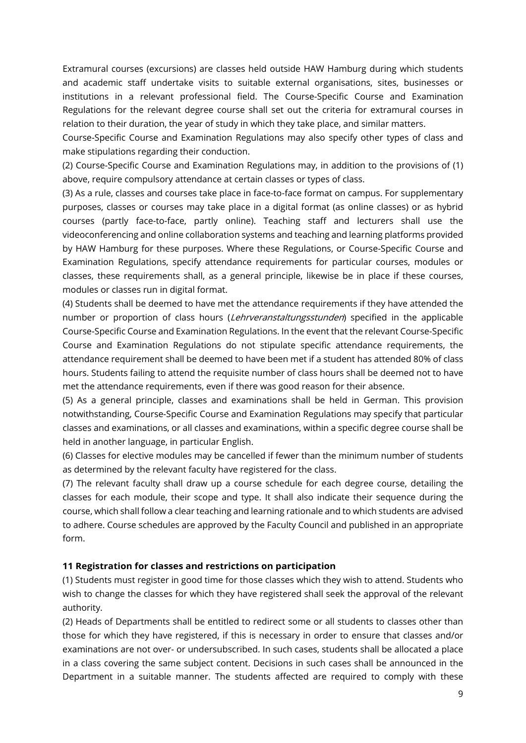Extramural courses (excursions) are classes held outside HAW Hamburg during which students and academic staff undertake visits to suitable external organisations, sites, businesses or institutions in a relevant professional field. The Course-Specific Course and Examination Regulations for the relevant degree course shall set out the criteria for extramural courses in relation to their duration, the year of study in which they take place, and similar matters.

Course-Specific Course and Examination Regulations may also specify other types of class and make stipulations regarding their conduction.

(2) Course-Specific Course and Examination Regulations may, in addition to the provisions of (1) above, require compulsory attendance at certain classes or types of class.

(3) As a rule, classes and courses take place in face-to-face format on campus. For supplementary purposes, classes or courses may take place in a digital format (as online classes) or as hybrid courses (partly face-to-face, partly online). Teaching staff and lecturers shall use the videoconferencing and online collaboration systems and teaching and learning platforms provided by HAW Hamburg for these purposes. Where these Regulations, or Course-Specific Course and Examination Regulations, specify attendance requirements for particular courses, modules or classes, these requirements shall, as a general principle, likewise be in place if these courses, modules or classes run in digital format.

(4) Students shall be deemed to have met the attendance requirements if they have attended the number or proportion of class hours (*Lehrveranstaltungsstunden*) specified in the applicable Course-Specific Course and Examination Regulations. In the event that the relevant Course-Specific Course and Examination Regulations do not stipulate specific attendance requirements, the attendance requirement shall be deemed to have been met if a student has attended 80% of class hours. Students failing to attend the requisite number of class hours shall be deemed not to have met the attendance requirements, even if there was good reason for their absence.

(5) As a general principle, classes and examinations shall be held in German. This provision notwithstanding, Course-Specific Course and Examination Regulations may specify that particular classes and examinations, or all classes and examinations, within a specific degree course shall be held in another language, in particular English.

(6) Classes for elective modules may be cancelled if fewer than the minimum number of students as determined by the relevant faculty have registered for the class.

(7) The relevant faculty shall draw up a course schedule for each degree course, detailing the classes for each module, their scope and type. It shall also indicate their sequence during the course, which shall follow a clear teaching and learning rationale and to which students are advised to adhere. Course schedules are approved by the Faculty Council and published in an appropriate form.

### 11 Registration for classes and restrictions on participation

(1) Students must register in good time for those classes which they wish to attend. Students who wish to change the classes for which they have registered shall seek the approval of the relevant authority.

(2) Heads of Departments shall be entitled to redirect some or all students to classes other than those for which they have registered, if this is necessary in order to ensure that classes and/or examinations are not over- or undersubscribed. In such cases, students shall be allocated a place in a class covering the same subject content. Decisions in such cases shall be announced in the Department in a suitable manner. The students affected are required to comply with these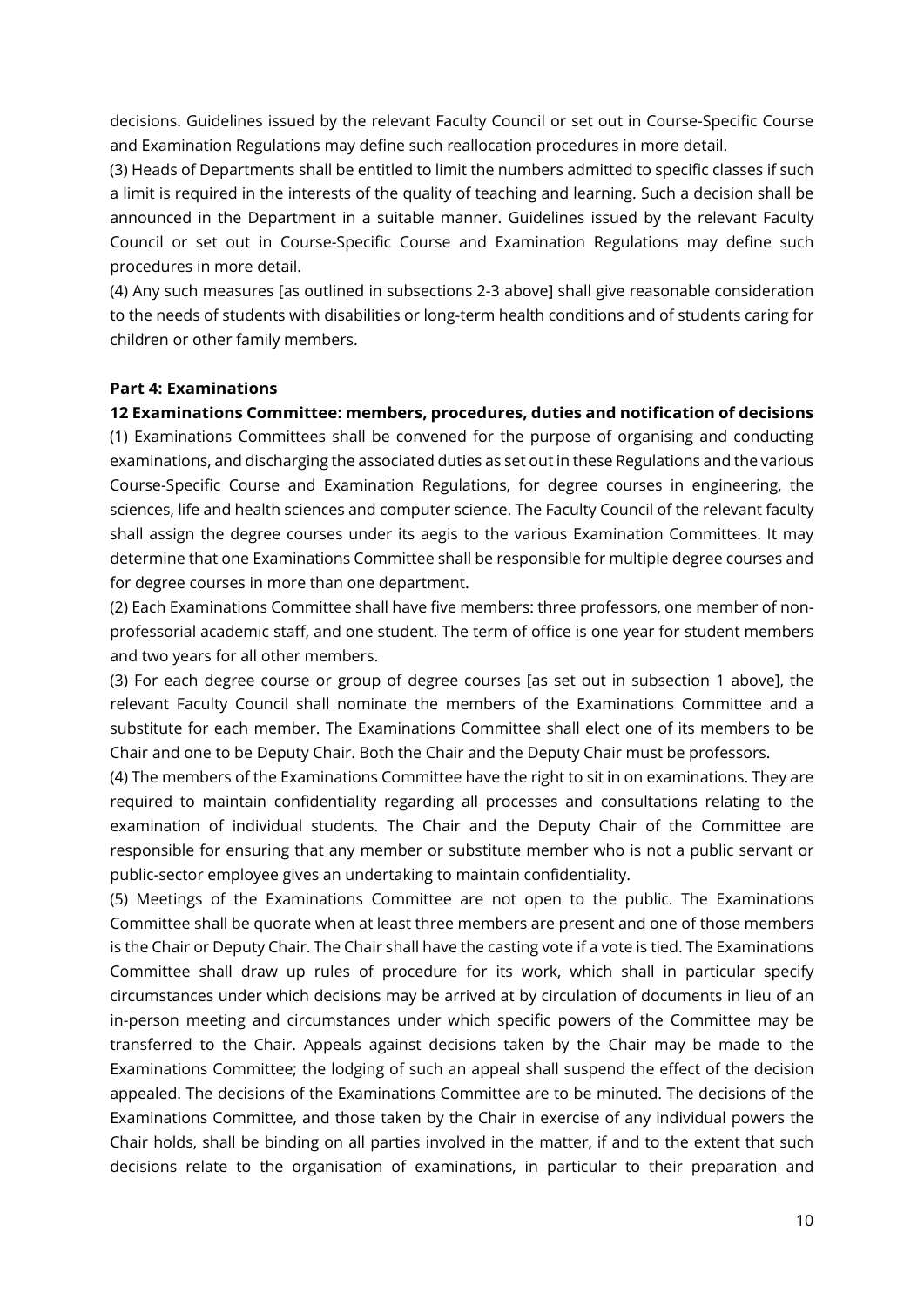decisions. Guidelines issued by the relevant Faculty Council or set out in Course-Specific Course and Examination Regulations may define such reallocation procedures in more detail.

(3) Heads of Departments shall be entitled to limit the numbers admitted to specific classes if such a limit is required in the interests of the quality of teaching and learning. Such a decision shall be announced in the Department in a suitable manner. Guidelines issued by the relevant Faculty Council or set out in Course-Specific Course and Examination Regulations may define such procedures in more detail.

(4) Any such measures [as outlined in subsections 2-3 above] shall give reasonable consideration to the needs of students with disabilities or long-term health conditions and of students caring for children or other family members.

## Part 4: Examinations

### 12 Examinations Committee: members, procedures, duties and notification of decisions

(1) Examinations Committees shall be convened for the purpose of organising and conducting examinations, and discharging the associated duties as set out in these Regulations and the various Course-Specific Course and Examination Regulations, for degree courses in engineering, the sciences, life and health sciences and computer science. The Faculty Council of the relevant faculty shall assign the degree courses under its aegis to the various Examination Committees. It may determine that one Examinations Committee shall be responsible for multiple degree courses and for degree courses in more than one department.

(2) Each Examinations Committee shall have five members: three professors, one member of non-professorial academic staff, and one student. The term of office is one year for student members and two years for all other members.

(3) For each degree course or group of degree courses [as set out in subsection 1 above], the relevant Faculty Council shall nominate the members of the Examinations Committee and a substitute for each member. The Examinations Committee shall elect one of its members to be Chair and one to be Deputy Chair. Both the Chair and the Deputy Chair must be professors.

(4) The members of the Examinations Committee have the right to sit in on examinations. They are required to maintain confidentiality regarding all processes and consultations relating to the examination of individual students. The Chair and the Deputy Chair of the Committee are responsible for ensuring that any member or substitute member who is not a public servant or public-sector employee gives an undertaking to maintain confidentiality.

(5) Meetings of the Examinations Committee are not open to the public. The Examinations Committee shall be quorate when at least three members are present and one of those members is the Chair or Deputy Chair. The Chair shall have the casting vote if a vote is tied. The Examinations Committee shall draw up rules of procedure for its work, which shall in particular specify circumstances under which decisions may be arrived at by circulation of documents in lieu of an in-person meeting and circumstances under which specific powers of the Committee may be transferred to the Chair. Appeals against decisions taken by the Chair may be made to the Examinations Committee; the lodging of such an appeal shall suspend the effect of the decision appealed. The decisions of the Examinations Committee are to be minuted. The decisions of the Examinations Committee, and those taken by the Chair in exercise of any individual powers the Chair holds, shall be binding on all parties involved in the matter, if and to the extent that such decisions relate to the organisation of examinations, in particular to their preparation and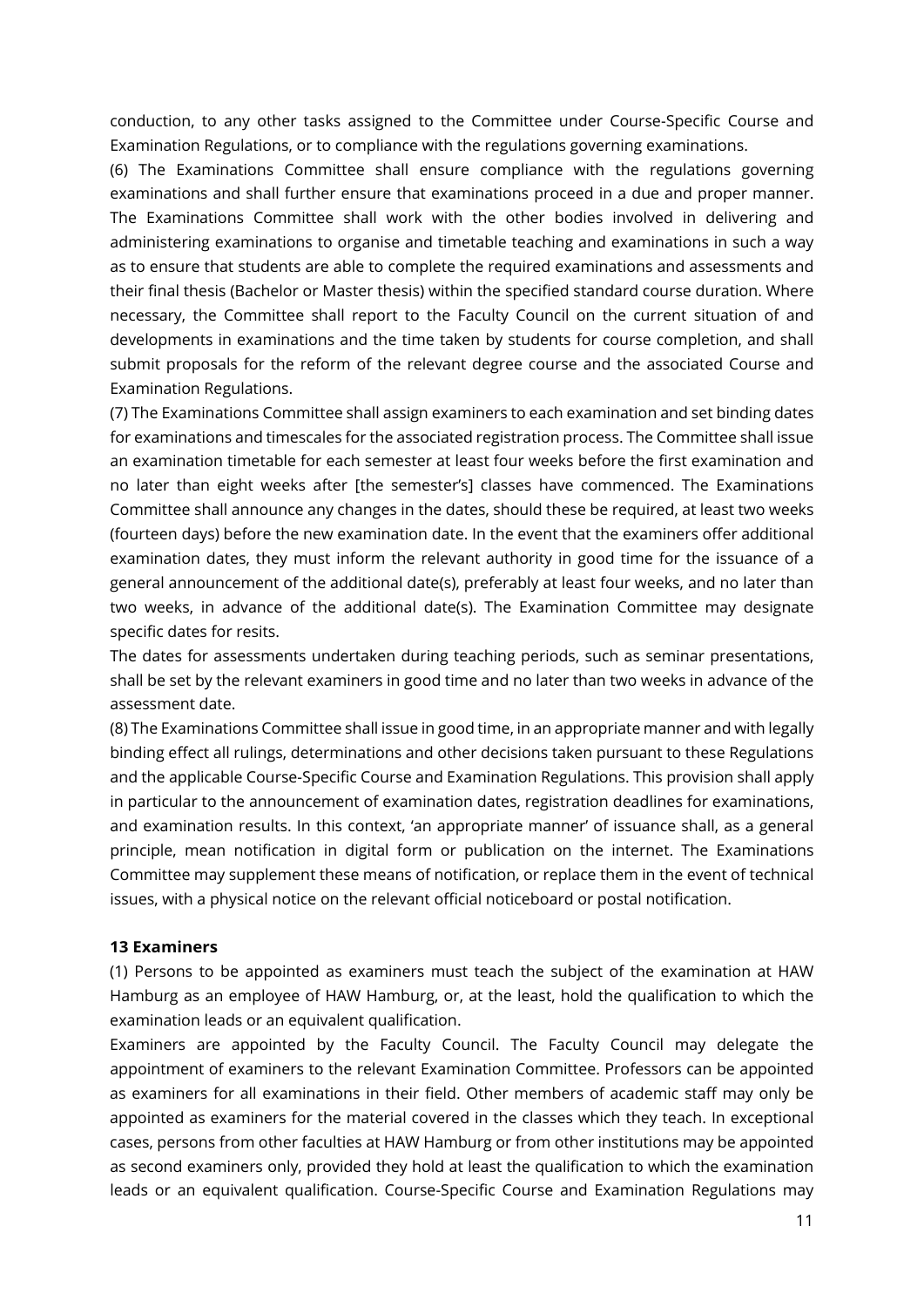conduction, to any other tasks assigned to the Committee under Course-Specific Course and Examination Regulations, or to compliance with the regulations governing examinations.

(6) The Examinations Committee shall ensure compliance with the regulations governing examinations and shall further ensure that examinations proceed in a due and proper manner. The Examinations Committee shall work with the other bodies involved in delivering and administering examinations to organise and timetable teaching and examinations in such a way as to ensure that students are able to complete the required examinations and assessments and their final thesis (Bachelor or Master thesis) within the specified standard course duration. Where necessary, the Committee shall report to the Faculty Council on the current situation of and developments in examinations and the time taken by students for course completion, and shall submit proposals for the reform of the relevant degree course and the associated Course and Examination Regulations.

(7) The Examinations Committee shall assign examiners to each examination and set binding dates for examinations and timescales for the associated registration process. The Committee shall issue an examination timetable for each semester at least four weeks before the first examination and no later than eight weeks after [the semester's] classes have commenced. The Examinations Committee shall announce any changes in the dates, should these be required, at least two weeks (fourteen days) before the new examination date. In the event that the examiners offer additional examination dates, they must inform the relevant authority in good time for the issuance of a general announcement of the additional date(s), preferably at least four weeks, and no later than two weeks, in advance of the additional date(s). The Examination Committee may designate specific dates for resits.

The dates for assessments undertaken during teaching periods, such as seminar presentations, shall be set by the relevant examiners in good time and no later than two weeks in advance of the assessment date.

(8) The Examinations Committee shall issue in good time, in an appropriate manner and with legally binding effect all rulings, determinations and other decisions taken pursuant to these Regulations and the applicable Course-Specific Course and Examination Regulations. This provision shall apply in particular to the announcement of examination dates, registration deadlines for examinations, and examination results. In this context, 'an appropriate manner' of issuance shall, as a general principle, mean notification in digital form or publication on the internet. The Examinations Committee may supplement these means of notification, or replace them in the event of technical issues, with a physical notice on the relevant official noticeboard or postal notification.

### 13 Examiners

(1) Persons to be appointed as examiners must teach the subject of the examination at HAW Hamburg as an employee of HAW Hamburg, or, at the least, hold the qualification to which the examination leads or an equivalent qualification.

Examiners are appointed by the Faculty Council. The Faculty Council may delegate the appointment of examiners to the relevant Examination Committee. Professors can be appointed as examiners for all examinations in their field. Other members of academic staff may only be appointed as examiners for the material covered in the classes which they teach. In exceptional cases, persons from other faculties at HAW Hamburg or from other institutions may be appointed as second examiners only, provided they hold at least the qualification to which the examination leads or an equivalent qualification. Course-Specific Course and Examination Regulations may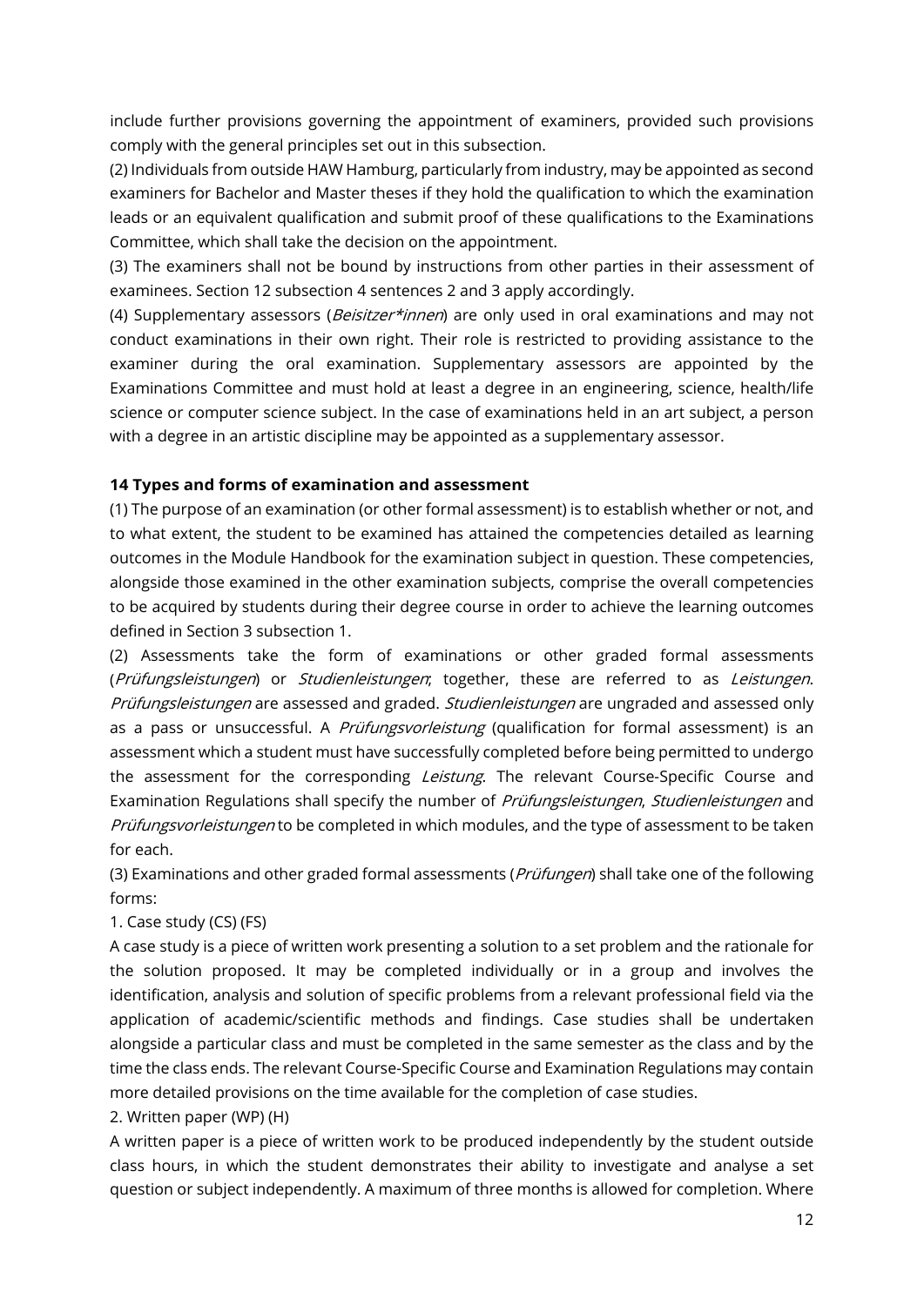include further provisions governing the appointment of examiners, provided such provisions comply with the general principles set out in this subsection.

(2) Individuals from outside HAW Hamburg, particularly from industry, may be appointed as second examiners for Bachelor and Master theses if they hold the qualification to which the examination leads or an equivalent qualification and submit proof of these qualifications to the Examinations Committee, which shall take the decision on the appointment.

(3) The examiners shall not be bound by instructions from other parties in their assessment of examinees. Section 12 subsection 4 sentences 2 and 3 apply accordingly.

(4) Supplementary assessors (*Beisitzer*innen*) are only used in oral examinations and may not conduct examinations in their own right. Their role is restricted to providing assistance to the examiner during the oral examination. Supplementary assessors are appointed by the Examinations Committee and must hold at least a degree in an engineering, science, health/life science or computer science subject. In the case of examinations held in an art subject, a person with a degree in an artistic discipline may be appointed as a supplementary assessor.

### 14 Types and forms of examination and assessment

(1) The purpose of an examination (or other formal assessment) is to establish whether or not, and to what extent, the student to be examined has attained the competencies detailed as learning outcomes in the Module Handbook for the examination subject in question. These competencies, alongside those examined in the other examination subjects, comprise the overall competencies to be acquired by students during their degree course in order to achieve the learning outcomes defined in Section 3 subsection 1.

(2) Assessments take the form of examinations or other graded formal assessments (*Prüfungsleistungen*) or *Studienleistungen*; together, these are referred to as *Leistungen*. *Prüfungsleistungen* are assessed and graded. *Studienleistungen* are ungraded and assessed only as a pass or unsuccessful. A *Prüfungsvorleistung* (qualification for formal assessment) is an assessment which a student must have successfully completed before being permitted to undergo the assessment for the corresponding *Leistung*. The relevant Course-Specific Course and Examination Regulations shall specify the number of *Prüfungsleistungen*, *Studienleistungen* and *Prüfungsvorleistungen* to be completed in which modules, and the type of assessment to be taken for each.

(3) Examinations and other graded formal assessments (*Prüfungen*) shall take one of the following forms:

1. Case study (CS) (FS)

A case study is a piece of written work presenting a solution to a set problem and the rationale for the solution proposed. It may be completed individually or in a group and involves the identification, analysis and solution of specific problems from a relevant professional field via the application of academic/scientific methods and findings. Case studies shall be undertaken alongside a particular class and must be completed in the same semester as the class and by the time the class ends. The relevant Course-Specific Course and Examination Regulations may contain more detailed provisions on the time available for the completion of case studies.

2. Written paper (WP) (H)

A written paper is a piece of written work to be produced independently by the student outside class hours, in which the student demonstrates their ability to investigate and analyse a set question or subject independently. A maximum of three months is allowed for completion. Where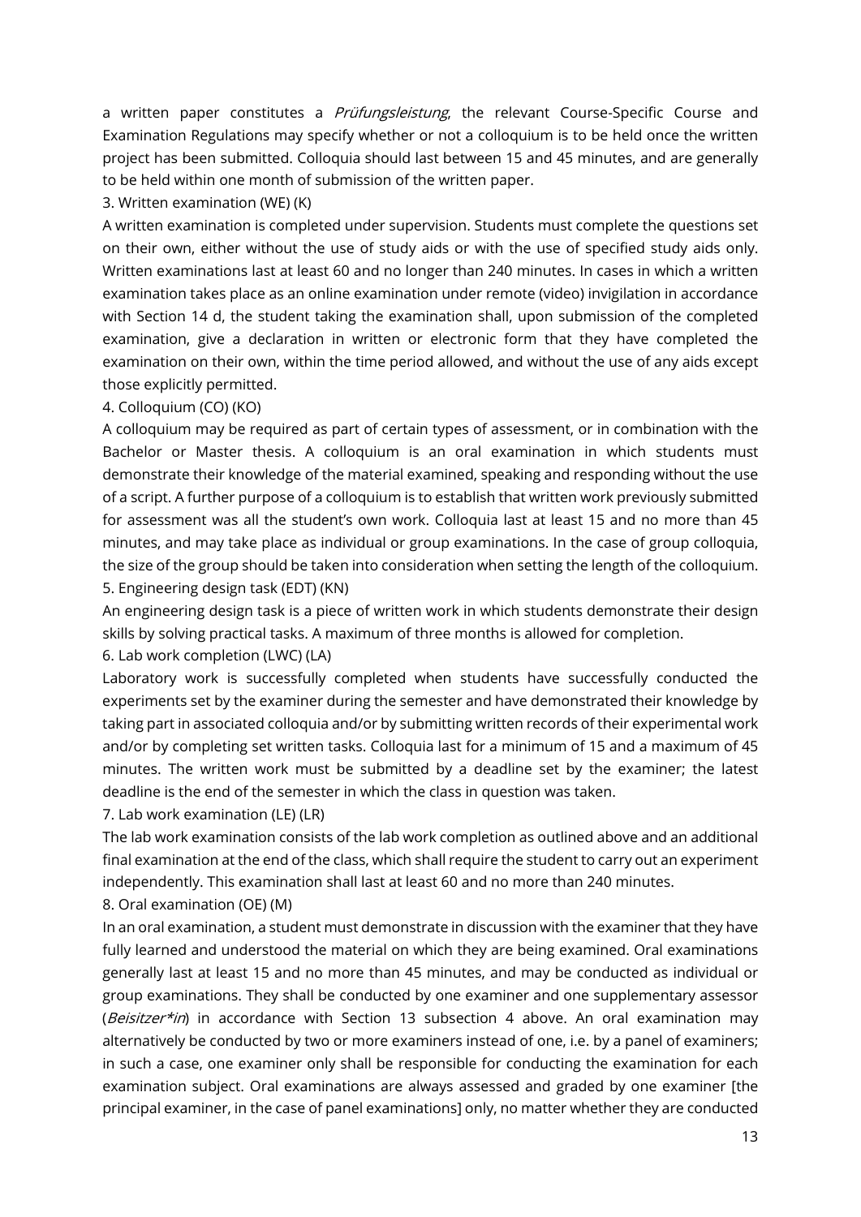a written paper constitutes a *Prüfungsleistung*, the relevant Course-Specific Course and Examination Regulations may specify whether or not a colloquium is to be held once the written project has been submitted. Colloquia should last between 15 and 45 minutes, and are generally to be held within one month of submission of the written paper.

3. Written examination (WE) (K)

A written examination is completed under supervision. Students must complete the questions set on their own, either without the use of study aids or with the use of specified study aids only. Written examinations last at least 60 and no longer than 240 minutes. In cases in which a written examination takes place as an online examination under remote (video) invigilation in accordance with Section 14 d, the student taking the examination shall, upon submission of the completed examination, give a declaration in written or electronic form that they have completed the examination on their own, within the time period allowed, and without the use of any aids except those explicitly permitted.

4. Colloquium (CO) (KO)

A colloquium may be required as part of certain types of assessment, or in combination with the Bachelor or Master thesis. A colloquium is an oral examination in which students must demonstrate their knowledge of the material examined, speaking and responding without the use of a script. A further purpose of a colloquium is to establish that written work previously submitted for assessment was all the student's own work. Colloquia last at least 15 and no more than 45 minutes, and may take place as individual or group examinations. In the case of group colloquia, the size of the group should be taken into consideration when setting the length of the colloquium.

5. Engineering design task (EDT) (KN)

An engineering design task is a piece of written work in which students demonstrate their design skills by solving practical tasks. A maximum of three months is allowed for completion.

6. Lab work completion (LWC) (LA)

Laboratory work is successfully completed when students have successfully conducted the experiments set by the examiner during the semester and have demonstrated their knowledge by taking part in associated colloquia and/or by submitting written records of their experimental work and/or by completing set written tasks. Colloquia last for a minimum of 15 and a maximum of 45 minutes. The written work must be submitted by a deadline set by the examiner; the latest deadline is the end of the semester in which the class in question was taken.

7. Lab work examination (LE) (LR)

The lab work examination consists of the lab work completion as outlined above and an additional final examination at the end of the class, which shall require the student to carry out an experiment independently. This examination shall last at least 60 and no more than 240 minutes.

8. Oral examination (OE) (M)

In an oral examination, a student must demonstrate in discussion with the examiner that they have fully learned and understood the material on which they are being examined. Oral examinations generally last at least 15 and no more than 45 minutes, and may be conducted as individual or group examinations. They shall be conducted by one examiner and one supplementary assessor (*Beisitzer*in*) in accordance with Section 13 subsection 4 above. An oral examination may alternatively be conducted by two or more examiners instead of one, i.e. by a panel of examiners; in such a case, one examiner only shall be responsible for conducting the examination for each examination subject. Oral examinations are always assessed and graded by one examiner [the principal examiner, in the case of panel examinations] only, no matter whether they are conducted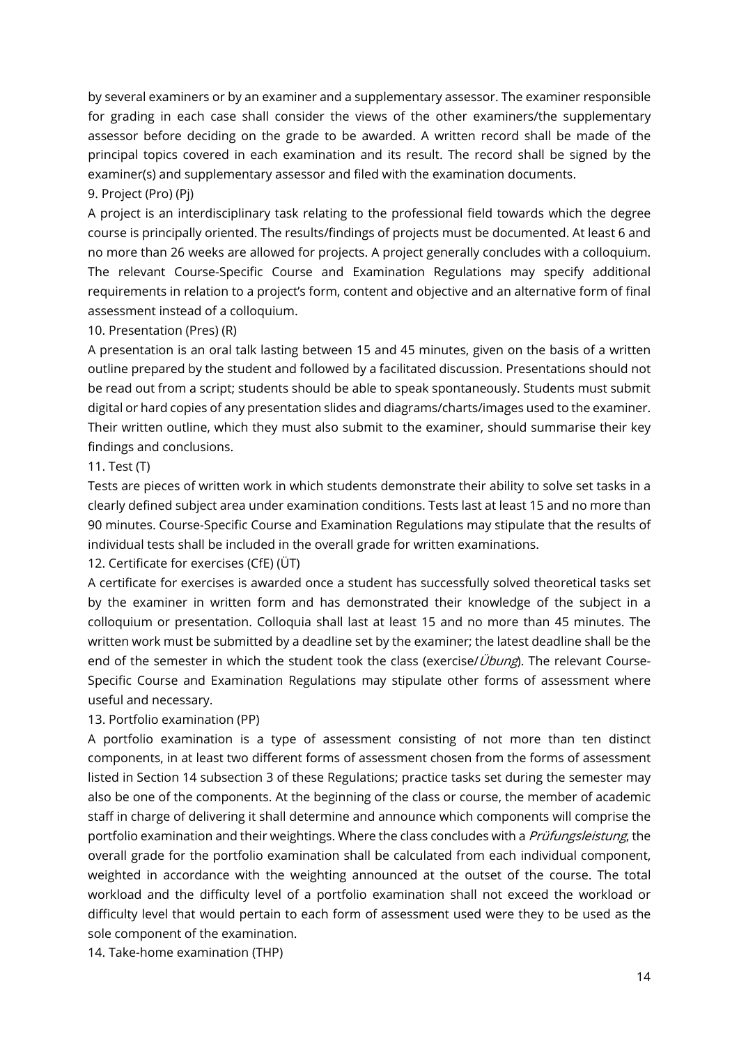by several examiners or by an examiner and a supplementary assessor. The examiner responsible for grading in each case shall consider the views of the other examiners/the supplementary assessor before deciding on the grade to be awarded. A written record shall be made of the principal topics covered in each examination and its result. The record shall be signed by the examiner(s) and supplementary assessor and filed with the examination documents.

9. Project (Pro) (Pj)

A project is an interdisciplinary task relating to the professional field towards which the degree course is principally oriented. The results/findings of projects must be documented. At least 6 and no more than 26 weeks are allowed for projects. A project generally concludes with a colloquium. The relevant Course-Specific Course and Examination Regulations may specify additional requirements in relation to a project's form, content and objective and an alternative form of final assessment instead of a colloquium.

10. Presentation (Pres) (R)

A presentation is an oral talk lasting between 15 and 45 minutes, given on the basis of a written outline prepared by the student and followed by a facilitated discussion. Presentations should not be read out from a script; students should be able to speak spontaneously. Students must submit digital or hard copies of any presentation slides and diagrams/charts/images used to the examiner. Their written outline, which they must also submit to the examiner, should summarise their key findings and conclusions.

11. Test (T)

Tests are pieces of written work in which students demonstrate their ability to solve set tasks in a clearly defined subject area under examination conditions. Tests last at least 15 and no more than 90 minutes. Course-Specific Course and Examination Regulations may stipulate that the results of individual tests shall be included in the overall grade for written examinations.

12. Certificate for exercises (CfE) (ÜT)

A certificate for exercises is awarded once a student has successfully solved theoretical tasks set by the examiner in written form and has demonstrated their knowledge of the subject in a colloquium or presentation. Colloquia shall last at least 15 and no more than 45 minutes. The written work must be submitted by a deadline set by the examiner; the latest deadline shall be the end of the semester in which the student took the class (exercise/*Übung*). The relevant Course-Specific Course and Examination Regulations may stipulate other forms of assessment where useful and necessary.

13. Portfolio examination (PP)

A portfolio examination is a type of assessment consisting of not more than ten distinct components, in at least two different forms of assessment chosen from the forms of assessment listed in Section 14 subsection 3 of these Regulations; practice tasks set during the semester may also be one of the components. At the beginning of the class or course, the member of academic staff in charge of delivering it shall determine and announce which components will comprise the portfolio examination and their weightings. Where the class concludes with a *Prüfungsleistung*, the overall grade for the portfolio examination shall be calculated from each individual component, weighted in accordance with the weighting announced at the outset of the course. The total workload and the difficulty level of a portfolio examination shall not exceed the workload or difficulty level that would pertain to each form of assessment used were they to be used as the sole component of the examination.

14. Take-home examination (THP)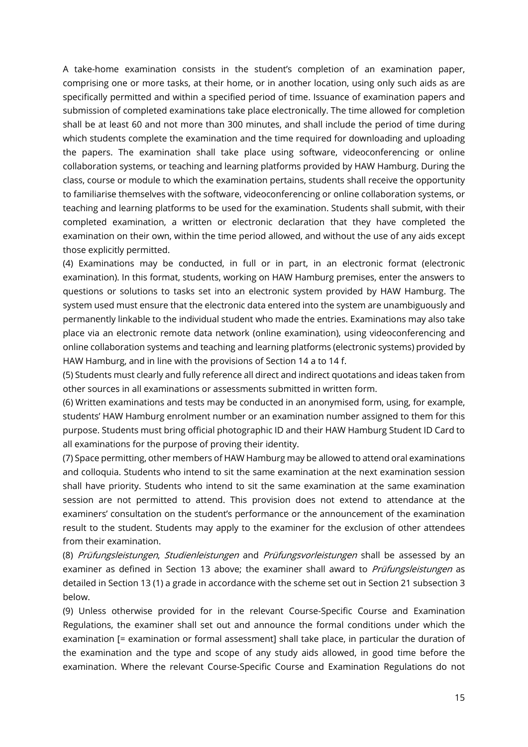A take-home examination consists in the student's completion of an examination paper, comprising one or more tasks, at their home, or in another location, using only such aids as are specifically permitted and within a specified period of time. Issuance of examination papers and submission of completed examinations take place electronically. The time allowed for completion shall be at least 60 and not more than 300 minutes, and shall include the period of time during which students complete the examination and the time required for downloading and uploading the papers. The examination shall take place using software, videoconferencing or online collaboration systems, or teaching and learning platforms provided by HAW Hamburg. During the class, course or module to which the examination pertains, students shall receive the opportunity to familiarise themselves with the software, videoconferencing or online collaboration systems, or teaching and learning platforms to be used for the examination. Students shall submit, with their completed examination, a written or electronic declaration that they have completed the examination on their own, within the time period allowed, and without the use of any aids except those explicitly permitted.

(4) Examinations may be conducted, in full or in part, in an electronic format (electronic examination). In this format, students, working on HAW Hamburg premises, enter the answers to questions or solutions to tasks set into an electronic system provided by HAW Hamburg. The system used must ensure that the electronic data entered into the system are unambiguously and permanently linkable to the individual student who made the entries. Examinations may also take place via an electronic remote data network (online examination), using videoconferencing and online collaboration systems and teaching and learning platforms (electronic systems) provided by HAW Hamburg, and in line with the provisions of Section 14 a to 14 f.

(5) Students must clearly and fully reference all direct and indirect quotations and ideas taken from other sources in all examinations or assessments submitted in written form.

(6) Written examinations and tests may be conducted in an anonymised form, using, for example, students' HAW Hamburg enrolment number or an examination number assigned to them for this purpose. Students must bring official photographic ID and their HAW Hamburg Student ID Card to all examinations for the purpose of proving their identity.

(7) Space permitting, other members of HAW Hamburg may be allowed to attend oral examinations and colloquia. Students who intend to sit the same examination at the next examination session shall have priority. Students who intend to sit the same examination at the same examination session are not permitted to attend. This provision does not extend to attendance at the examiners' consultation on the student's performance or the announcement of the examination result to the student. Students may apply to the examiner for the exclusion of other attendees from their examination.

(8) *Prüfungsleistungen*, *Studienleistungen* and *Prüfungsvorleistungen* shall be assessed by an examiner as defined in Section 13 above; the examiner shall award to *Prüfungsleistungen* as detailed in Section 13 (1) a grade in accordance with the scheme set out in Section 21 subsection 3 below.

(9) Unless otherwise provided for in the relevant Course-Specific Course and Examination Regulations, the examiner shall set out and announce the formal conditions under which the examination [= examination or formal assessment] shall take place, in particular the duration of the examination and the type and scope of any study aids allowed, in good time before the examination. Where the relevant Course-Specific Course and Examination Regulations do not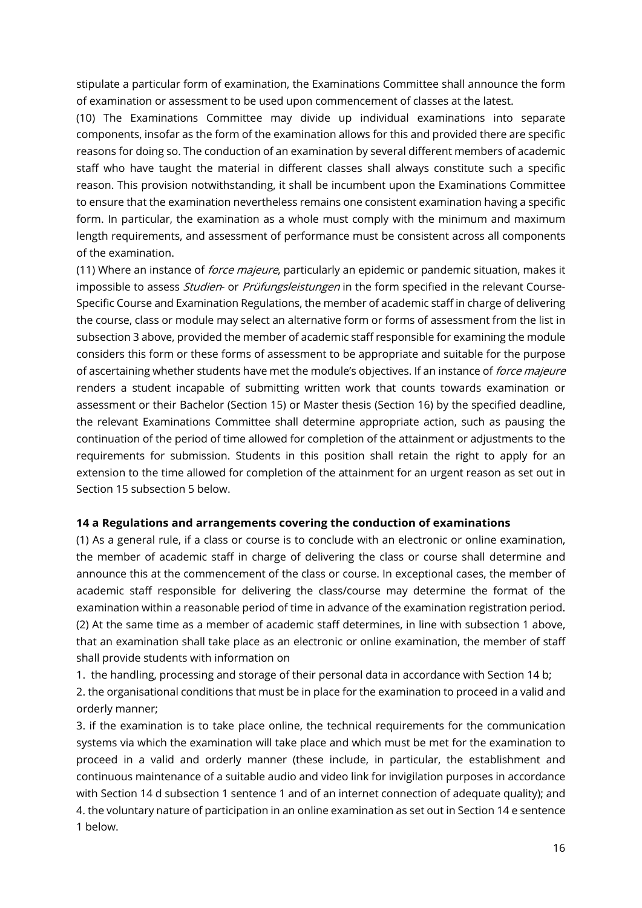stipulate a particular form of examination, the Examinations Committee shall announce the form of examination or assessment to be used upon commencement of classes at the latest.

(10) The Examinations Committee may divide up individual examinations into separate components, insofar as the form of the examination allows for this and provided there are specific reasons for doing so. The conduction of an examination by several different members of academic staff who have taught the material in different classes shall always constitute such a specific reason. This provision notwithstanding, it shall be incumbent upon the Examinations Committee to ensure that the examination nevertheless remains one consistent examination having a specific form. In particular, the examination as a whole must comply with the minimum and maximum length requirements, and assessment of performance must be consistent across all components of the examination.

(11) Where an instance of *force majeure*, particularly an epidemic or pandemic situation, makes it impossible to assess *Studien-* or *Prüfungsleistungen* in the form specified in the relevant Course-Specific Course and Examination Regulations, the member of academic staff in charge of delivering the course, class or module may select an alternative form or forms of assessment from the list in subsection 3 above, provided the member of academic staff responsible for examining the module considers this form or these forms of assessment to be appropriate and suitable for the purpose of ascertaining whether students have met the module's objectives. If an instance of *force majeure* renders a student incapable of submitting written work that counts towards examination or assessment or their Bachelor (Section 15) or Master thesis (Section 16) by the specified deadline, the relevant Examinations Committee shall determine appropriate action, such as pausing the continuation of the period of time allowed for completion of the attainment or adjustments to the requirements for submission. Students in this position shall retain the right to apply for an extension to the time allowed for completion of the attainment for an urgent reason as set out in Section 15 subsection 5 below.

**14 a Regulations and arrangements covering the conduction of examinations**

(1) As a general rule, if a class or course is to conclude with an electronic or online examination, the member of academic staff in charge of delivering the class or course shall determine and announce this at the commencement of the class or course. In exceptional cases, the member of academic staff responsible for delivering the class/course may determine the format of the examination within a reasonable period of time in advance of the examination registration period.

(2) At the same time as a member of academic staff determines, in line with subsection 1 above, that an examination shall take place as an electronic or online examination, the member of staff shall provide students with information on

1. the handling, processing and storage of their personal data in accordance with Section 14 b;
2. the organisational conditions that must be in place for the examination to proceed in a valid and orderly manner;
3. if the examination is to take place online, the technical requirements for the communication systems via which the examination will take place and which must be met for the examination to proceed in a valid and orderly manner (these include, in particular, the establishment and continuous maintenance of a suitable audio and video link for invigilation purposes in accordance with Section 14 d subsection 1 sentence 1 and of an internet connection of adequate quality); and
4. the voluntary nature of participation in an online examination as set out in Section 14 e sentence 1 below.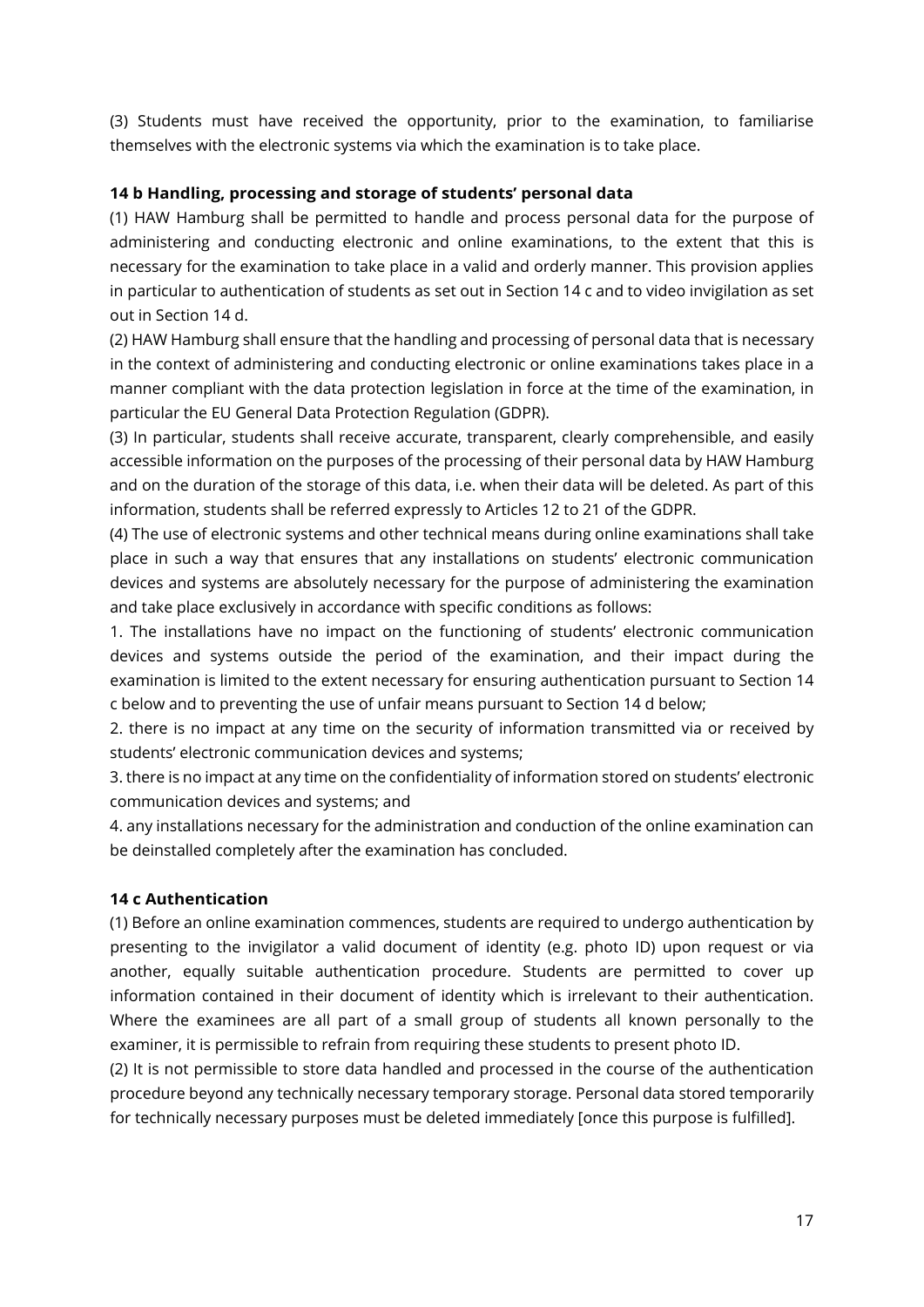(3) Students must have received the opportunity, prior to the examination, to familiarise themselves with the electronic systems via which the examination is to take place.

**14 b Handling, processing and storage of students' personal data**

(1) HAW Hamburg shall be permitted to handle and process personal data for the purpose of administering and conducting electronic and online examinations, to the extent that this is necessary for the examination to take place in a valid and orderly manner. This provision applies in particular to authentication of students as set out in Section 14 c and to video invigilation as set out in Section 14 d.

(2) HAW Hamburg shall ensure that the handling and processing of personal data that is necessary in the context of administering and conducting electronic or online examinations takes place in a manner compliant with the data protection legislation in force at the time of the examination, in particular the EU General Data Protection Regulation (GDPR).

(3) In particular, students shall receive accurate, transparent, clearly comprehensible, and easily accessible information on the purposes of the processing of their personal data by HAW Hamburg and on the duration of the storage of this data, i.e. when their data will be deleted. As part of this information, students shall be referred expressly to Articles 12 to 21 of the GDPR.

(4) The use of electronic systems and other technical means during online examinations shall take place in such a way that ensures that any installations on students' electronic communication devices and systems are absolutely necessary for the purpose of administering the examination and take place exclusively in accordance with specific conditions as follows:

1. The installations have no impact on the functioning of students' electronic communication devices and systems outside the period of the examination, and their impact during the examination is limited to the extent necessary for ensuring authentication pursuant to Section 14 c below and to preventing the use of unfair means pursuant to Section 14 d below;
2. there is no impact at any time on the security of information transmitted via or received by students' electronic communication devices and systems;
3. there is no impact at any time on the confidentiality of information stored on students' electronic communication devices and systems; and
4. any installations necessary for the administration and conduction of the online examination can be deinstalled completely after the examination has concluded.

**14 c Authentication**

(1) Before an online examination commences, students are required to undergo authentication by presenting to the invigilator a valid document of identity (e.g. photo ID) upon request or via another, equally suitable authentication procedure. Students are permitted to cover up information contained in their document of identity which is irrelevant to their authentication. Where the examinees are all part of a small group of students all known personally to the examiner, it is permissible to refrain from requiring these students to present photo ID.

(2) It is not permissible to store data handled and processed in the course of the authentication procedure beyond any technically necessary temporary storage. Personal data stored temporarily for technically necessary purposes must be deleted immediately [once this purpose is fulfilled].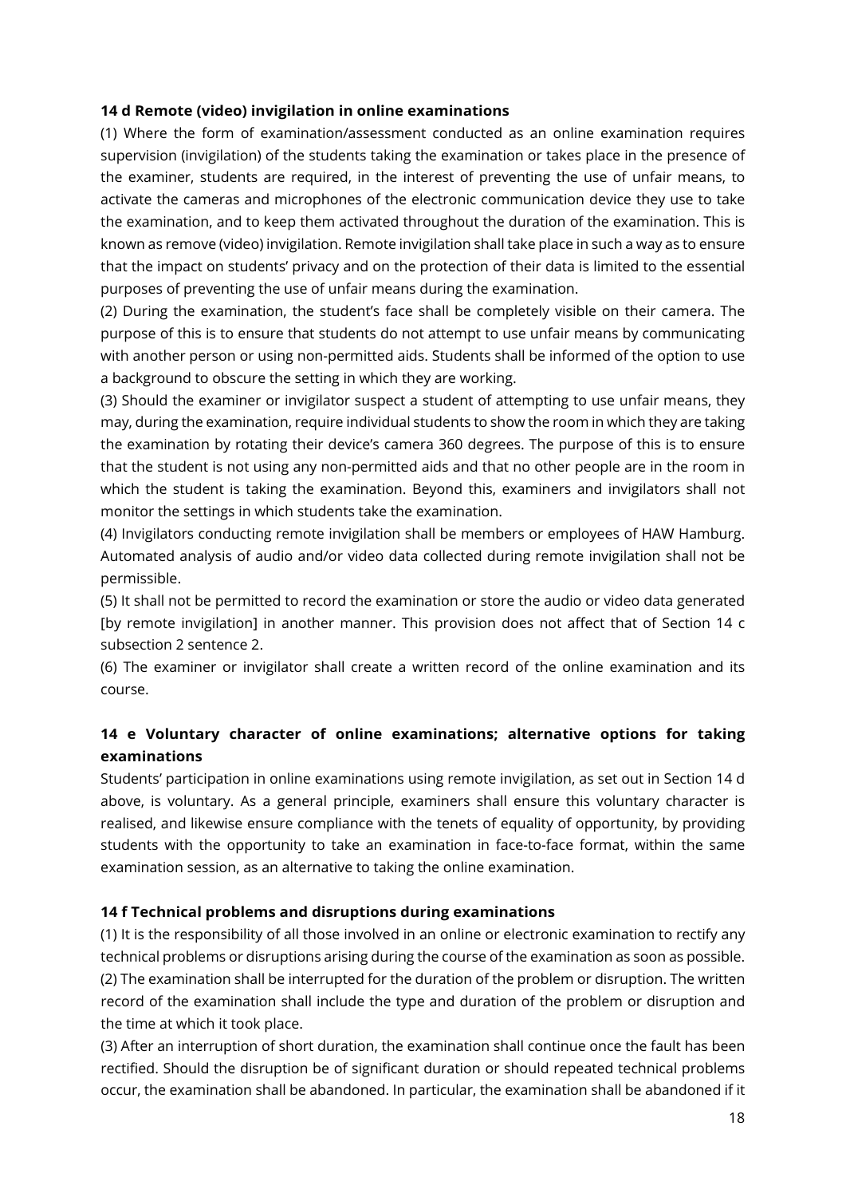**14 d Remote (video) invigilation in online examinations**

(1) Where the form of examination/assessment conducted as an online examination requires supervision (invigilation) of the students taking the examination or takes place in the presence of the examiner, students are required, in the interest of preventing the use of unfair means, to activate the cameras and microphones of the electronic communication device they use to take the examination, and to keep them activated throughout the duration of the examination. This is known as remove (video) invigilation. Remote invigilation shall take place in such a way as to ensure that the impact on students' privacy and on the protection of their data is limited to the essential purposes of preventing the use of unfair means during the examination.

(2) During the examination, the student's face shall be completely visible on their camera. The purpose of this is to ensure that students do not attempt to use unfair means by communicating with another person or using non-permitted aids. Students shall be informed of the option to use a background to obscure the setting in which they are working.

(3) Should the examiner or invigilator suspect a student of attempting to use unfair means, they may, during the examination, require individual students to show the room in which they are taking the examination by rotating their device's camera 360 degrees. The purpose of this is to ensure that the student is not using any non-permitted aids and that no other people are in the room in which the student is taking the examination. Beyond this, examiners and invigilators shall not monitor the settings in which students take the examination.

(4) Invigilators conducting remote invigilation shall be members or employees of HAW Hamburg. Automated analysis of audio and/or video data collected during remote invigilation shall not be permissible.

(5) It shall not be permitted to record the examination or store the audio or video data generated [by remote invigilation] in another manner. This provision does not affect that of Section 14 c subsection 2 sentence 2.

(6) The examiner or invigilator shall create a written record of the online examination and its course.

**14 e Voluntary character of online examinations; alternative options for taking examinations**

Students' participation in online examinations using remote invigilation, as set out in Section 14 d above, is voluntary. As a general principle, examiners shall ensure this voluntary character is realised, and likewise ensure compliance with the tenets of equality of opportunity, by providing students with the opportunity to take an examination in face-to-face format, within the same examination session, as an alternative to taking the online examination.

**14 f Technical problems and disruptions during examinations**

(1) It is the responsibility of all those involved in an online or electronic examination to rectify any technical problems or disruptions arising during the course of the examination as soon as possible.

(2) The examination shall be interrupted for the duration of the problem or disruption. The written record of the examination shall include the type and duration of the problem or disruption and the time at which it took place.

(3) After an interruption of short duration, the examination shall continue once the fault has been rectified. Should the disruption be of significant duration or should repeated technical problems occur, the examination shall be abandoned. In particular, the examination shall be abandoned if it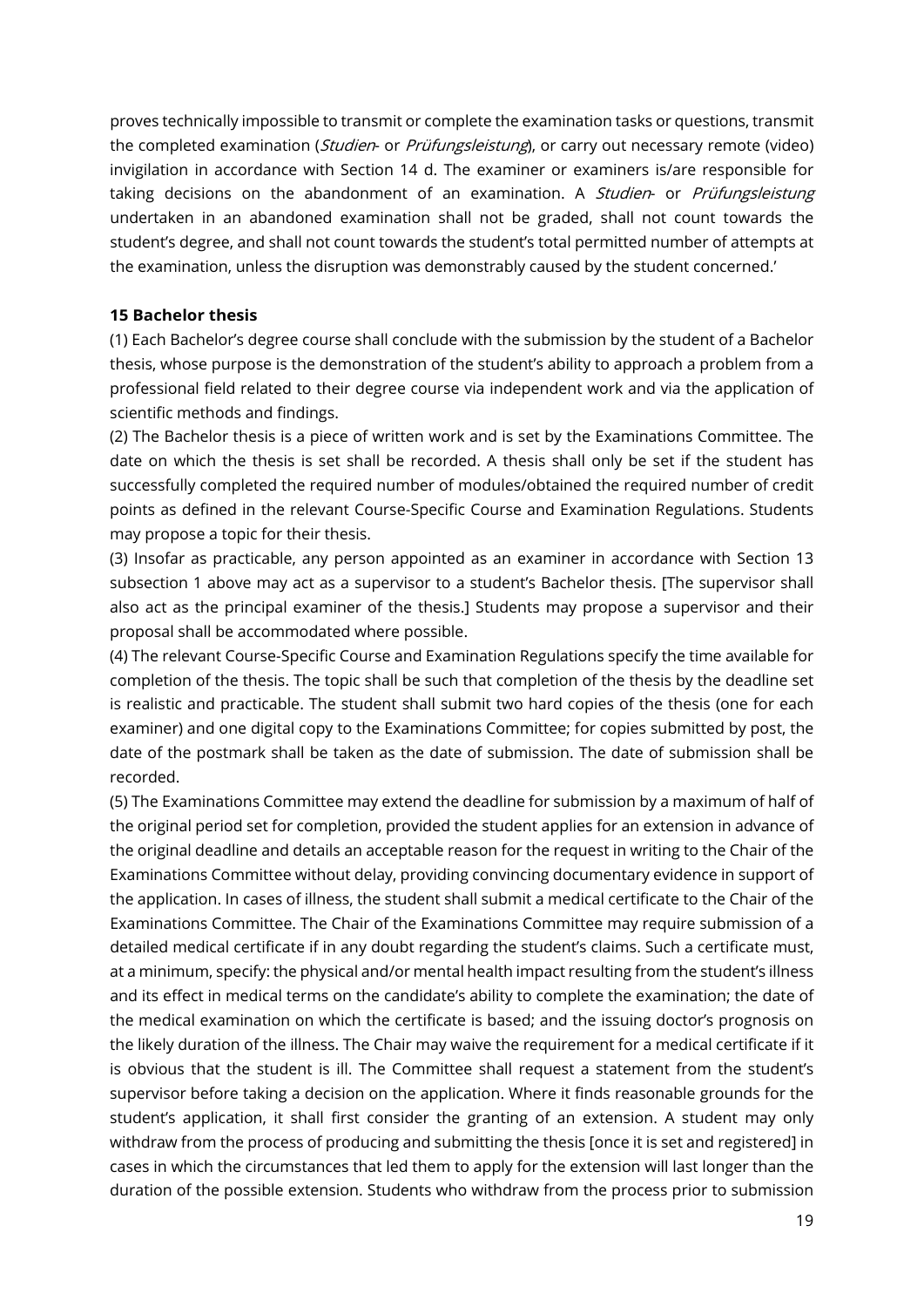proves technically impossible to transmit or complete the examination tasks or questions, transmit the completed examination (*Studien-* or *Prüfungsleistung*), or carry out necessary remote (video) invigilation in accordance with Section 14 d. The examiner or examiners is/are responsible for taking decisions on the abandonment of an examination. A *Studien-* or *Prüfungsleistung* undertaken in an abandoned examination shall not be graded, shall not count towards the student's degree, and shall not count towards the student's total permitted number of attempts at the examination, unless the disruption was demonstrably caused by the student concerned.'

**15 Bachelor thesis**

(1) Each Bachelor's degree course shall conclude with the submission by the student of a Bachelor thesis, whose purpose is the demonstration of the student's ability to approach a problem from a professional field related to their degree course via independent work and via the application of scientific methods and findings.

(2) The Bachelor thesis is a piece of written work and is set by the Examinations Committee. The date on which the thesis is set shall be recorded. A thesis shall only be set if the student has successfully completed the required number of modules/obtained the required number of credit points as defined in the relevant Course-Specific Course and Examination Regulations. Students may propose a topic for their thesis.

(3) Insofar as practicable, any person appointed as an examiner in accordance with Section 13 subsection 1 above may act as a supervisor to a student's Bachelor thesis. [The supervisor shall also act as the principal examiner of the thesis.] Students may propose a supervisor and their proposal shall be accommodated where possible.

(4) The relevant Course-Specific Course and Examination Regulations specify the time available for completion of the thesis. The topic shall be such that completion of the thesis by the deadline set is realistic and practicable. The student shall submit two hard copies of the thesis (one for each examiner) and one digital copy to the Examinations Committee; for copies submitted by post, the date of the postmark shall be taken as the date of submission. The date of submission shall be recorded.

(5) The Examinations Committee may extend the deadline for submission by a maximum of half of the original period set for completion, provided the student applies for an extension in advance of the original deadline and details an acceptable reason for the request in writing to the Chair of the Examinations Committee without delay, providing convincing documentary evidence in support of the application. In cases of illness, the student shall submit a medical certificate to the Chair of the Examinations Committee. The Chair of the Examinations Committee may require submission of a detailed medical certificate if in any doubt regarding the student's claims. Such a certificate must, at a minimum, specify: the physical and/or mental health impact resulting from the student's illness and its effect in medical terms on the candidate's ability to complete the examination; the date of the medical examination on which the certificate is based; and the issuing doctor's prognosis on the likely duration of the illness. The Chair may waive the requirement for a medical certificate if it is obvious that the student is ill. The Committee shall request a statement from the student's supervisor before taking a decision on the application. Where it finds reasonable grounds for the student's application, it shall first consider the granting of an extension. A student may only withdraw from the process of producing and submitting the thesis [once it is set and registered] in cases in which the circumstances that led them to apply for the extension will last longer than the duration of the possible extension. Students who withdraw from the process prior to submission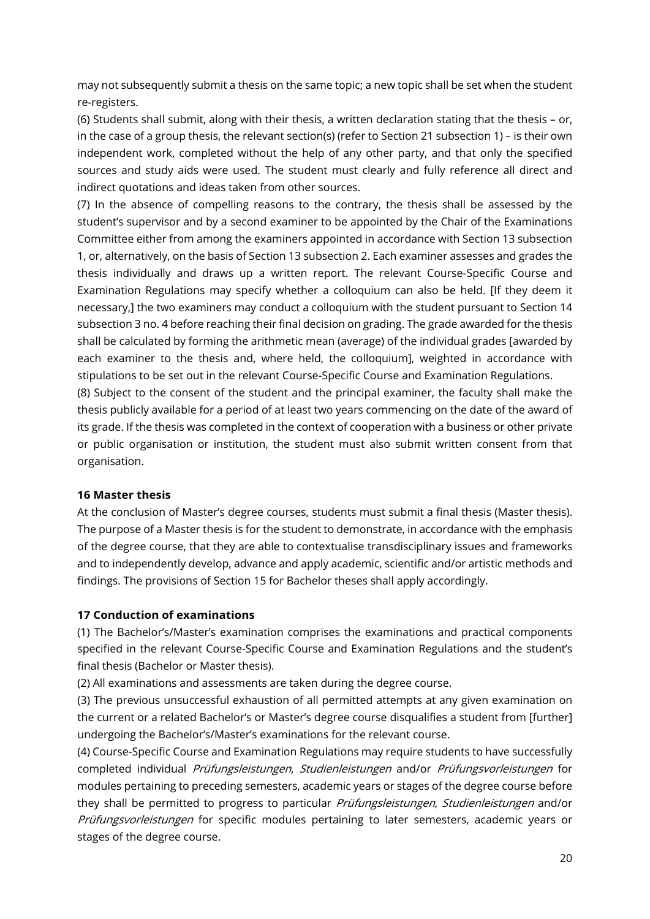may not subsequently submit a thesis on the same topic; a new topic shall be set when the student re-registers.

(6) Students shall submit, along with their thesis, a written declaration stating that the thesis – or, in the case of a group thesis, the relevant section(s) (refer to Section 21 subsection 1) – is their own independent work, completed without the help of any other party, and that only the specified sources and study aids were used. The student must clearly and fully reference all direct and indirect quotations and ideas taken from other sources.

(7) In the absence of compelling reasons to the contrary, the thesis shall be assessed by the student's supervisor and by a second examiner to be appointed by the Chair of the Examinations Committee either from among the examiners appointed in accordance with Section 13 subsection 1, or, alternatively, on the basis of Section 13 subsection 2. Each examiner assesses and grades the thesis individually and draws up a written report. The relevant Course-Specific Course and Examination Regulations may specify whether a colloquium can also be held. [If they deem it necessary,] the two examiners may conduct a colloquium with the student pursuant to Section 14 subsection 3 no. 4 before reaching their final decision on grading. The grade awarded for the thesis shall be calculated by forming the arithmetic mean (average) of the individual grades [awarded by each examiner to the thesis and, where held, the colloquium], weighted in accordance with stipulations to be set out in the relevant Course-Specific Course and Examination Regulations.

(8) Subject to the consent of the student and the principal examiner, the faculty shall make the thesis publicly available for a period of at least two years commencing on the date of the award of its grade. If the thesis was completed in the context of cooperation with a business or other private or public organisation or institution, the student must also submit written consent from that organisation.

### 16 Master thesis

At the conclusion of Master's degree courses, students must submit a final thesis (Master thesis). The purpose of a Master thesis is for the student to demonstrate, in accordance with the emphasis of the degree course, that they are able to contextualise transdisciplinary issues and frameworks and to independently develop, advance and apply academic, scientific and/or artistic methods and findings. The provisions of Section 15 for Bachelor theses shall apply accordingly.

### 17 Conduction of examinations

(1) The Bachelor's/Master's examination comprises the examinations and practical components specified in the relevant Course-Specific Course and Examination Regulations and the student's final thesis (Bachelor or Master thesis).

(2) All examinations and assessments are taken during the degree course.

(3) The previous unsuccessful exhaustion of all permitted attempts at any given examination on the current or a related Bachelor's or Master's degree course disqualifies a student from [further] undergoing the Bachelor's/Master's examinations for the relevant course.

(4) Course-Specific Course and Examination Regulations may require students to have successfully completed individual *Prüfungsleistungen*, *Studienleistungen* and/or *Prüfungsvorleistungen* for modules pertaining to preceding semesters, academic years or stages of the degree course before they shall be permitted to progress to particular *Prüfungsleistungen*, *Studienleistungen* and/or *Prüfungsvorleistungen* for specific modules pertaining to later semesters, academic years or stages of the degree course.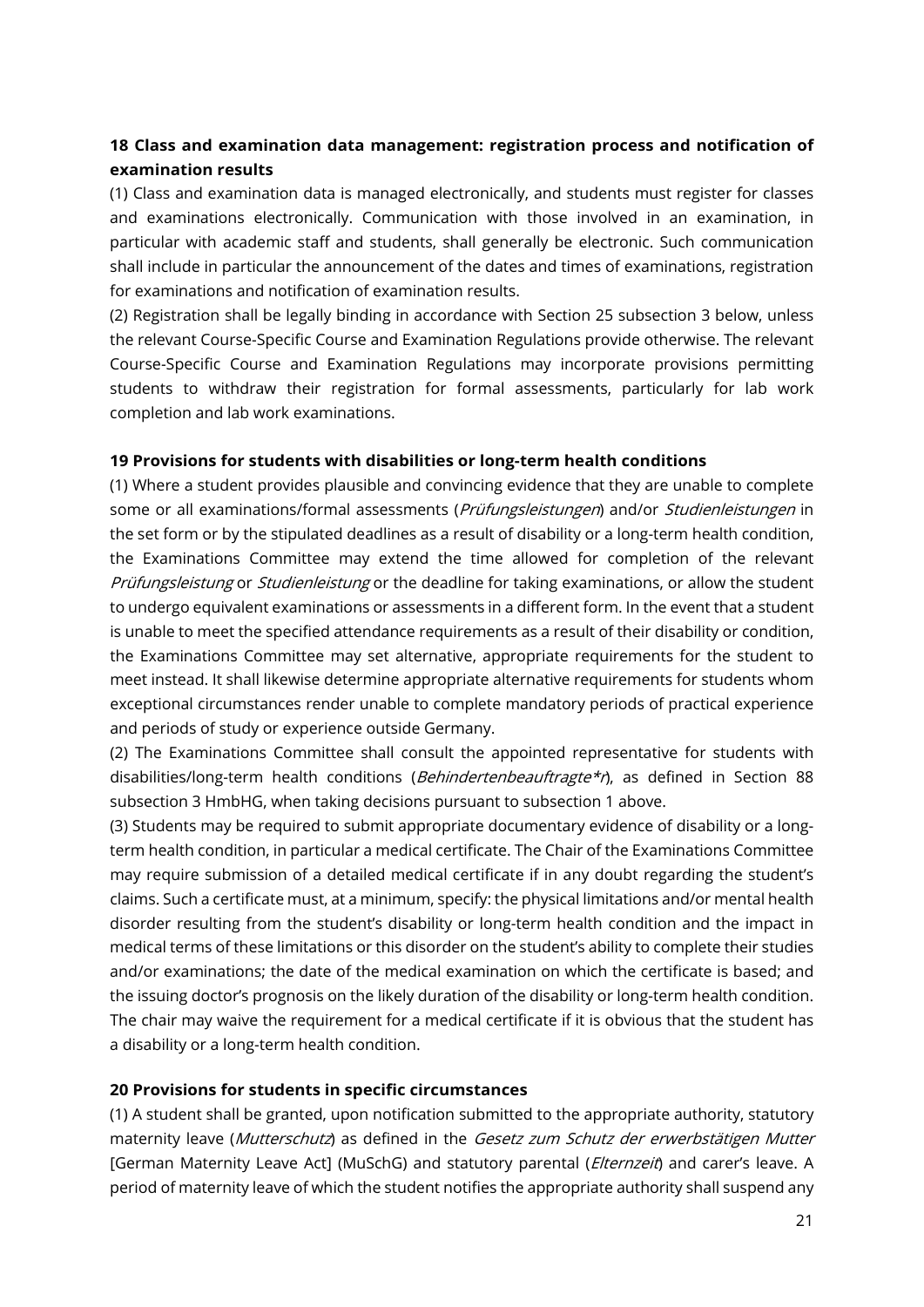## 18 Class and examination data management: registration process and notification of examination results

(1) Class and examination data is managed electronically, and students must register for classes and examinations electronically. Communication with those involved in an examination, in particular with academic staff and students, shall generally be electronic. Such communication shall include in particular the announcement of the dates and times of examinations, registration for examinations and notification of examination results.

(2) Registration shall be legally binding in accordance with Section 25 subsection 3 below, unless the relevant Course-Specific Course and Examination Regulations provide otherwise. The relevant Course-Specific Course and Examination Regulations may incorporate provisions permitting students to withdraw their registration for formal assessments, particularly for lab work completion and lab work examinations.

## 19 Provisions for students with disabilities or long-term health conditions

(1) Where a student provides plausible and convincing evidence that they are unable to complete some or all examinations/formal assessments (*Prüfungsleistungen*) and/or *Studienleistungen* in the set form or by the stipulated deadlines as a result of disability or a long-term health condition, the Examinations Committee may extend the time allowed for completion of the relevant *Prüfungsleistung* or *Studienleistung* or the deadline for taking examinations, or allow the student to undergo equivalent examinations or assessments in a different form. In the event that a student is unable to meet the specified attendance requirements as a result of their disability or condition, the Examinations Committee may set alternative, appropriate requirements for the student to meet instead. It shall likewise determine appropriate alternative requirements for students whom exceptional circumstances render unable to complete mandatory periods of practical experience and periods of study or experience outside Germany.

(2) The Examinations Committee shall consult the appointed representative for students with disabilities/long-term health conditions (*Behindertenbeauftragte*r*), as defined in Section 88 subsection 3 HmbHG, when taking decisions pursuant to subsection 1 above.

(3) Students may be required to submit appropriate documentary evidence of disability or a long-term health condition, in particular a medical certificate. The Chair of the Examinations Committee may require submission of a detailed medical certificate if in any doubt regarding the student's claims. Such a certificate must, at a minimum, specify: the physical limitations and/or mental health disorder resulting from the student's disability or long-term health condition and the impact in medical terms of these limitations or this disorder on the student's ability to complete their studies and/or examinations; the date of the medical examination on which the certificate is based; and the issuing doctor's prognosis on the likely duration of the disability or long-term health condition. The chair may waive the requirement for a medical certificate if it is obvious that the student has a disability or a long-term health condition.

## 20 Provisions for students in specific circumstances

(1) A student shall be granted, upon notification submitted to the appropriate authority, statutory maternity leave (*Mutterschutz*) as defined in the *Gesetz zum Schutz der erwerbstätigen Mutter* [German Maternity Leave Act] (MuSchG) and statutory parental (*Elternzeit*) and carer's leave. A period of maternity leave of which the student notifies the appropriate authority shall suspend any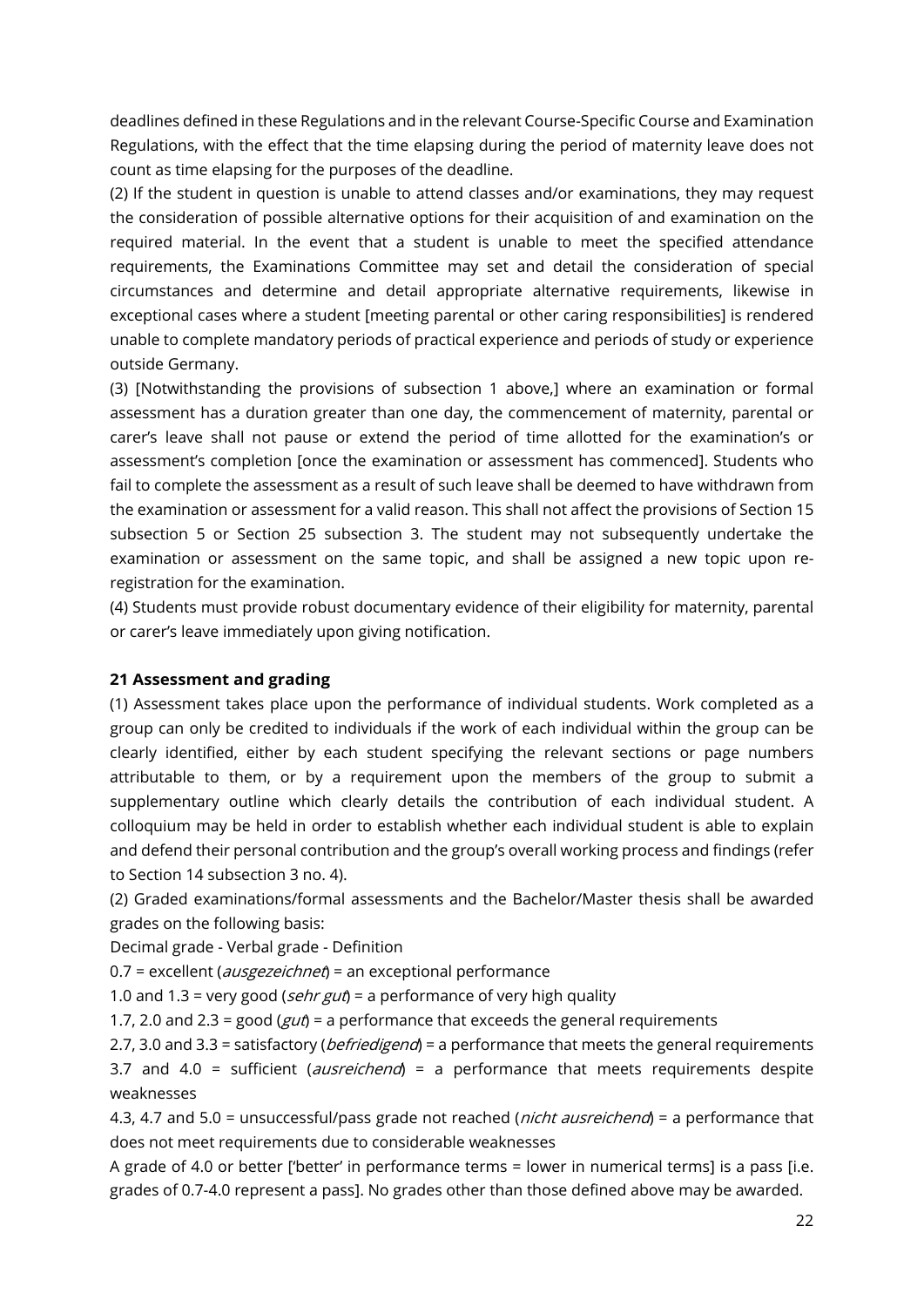deadlines defined in these Regulations and in the relevant Course-Specific Course and Examination Regulations, with the effect that the time elapsing during the period of maternity leave does not count as time elapsing for the purposes of the deadline.

(2) If the student in question is unable to attend classes and/or examinations, they may request the consideration of possible alternative options for their acquisition of and examination on the required material. In the event that a student is unable to meet the specified attendance requirements, the Examinations Committee may set and detail the consideration of special circumstances and determine and detail appropriate alternative requirements, likewise in exceptional cases where a student [meeting parental or other caring responsibilities] is rendered unable to complete mandatory periods of practical experience and periods of study or experience outside Germany.

(3) [Notwithstanding the provisions of subsection 1 above,] where an examination or formal assessment has a duration greater than one day, the commencement of maternity, parental or carer's leave shall not pause or extend the period of time allotted for the examination's or assessment's completion [once the examination or assessment has commenced]. Students who fail to complete the assessment as a result of such leave shall be deemed to have withdrawn from the examination or assessment for a valid reason. This shall not affect the provisions of Section 15 subsection 5 or Section 25 subsection 3. The student may not subsequently undertake the examination or assessment on the same topic, and shall be assigned a new topic upon re-registration for the examination.

(4) Students must provide robust documentary evidence of their eligibility for maternity, parental or carer's leave immediately upon giving notification.

**21 Assessment and grading**

(1) Assessment takes place upon the performance of individual students. Work completed as a group can only be credited to individuals if the work of each individual within the group can be clearly identified, either by each student specifying the relevant sections or page numbers attributable to them, or by a requirement upon the members of the group to submit a supplementary outline which clearly details the contribution of each individual student. A colloquium may be held in order to establish whether each individual student is able to explain and defend their personal contribution and the group's overall working process and findings (refer to Section 14 subsection 3 no. 4).

(2) Graded examinations/formal assessments and the Bachelor/Master thesis shall be awarded grades on the following basis:

Decimal grade - Verbal grade - Definition

0.7 = excellent (*ausgezeichnet*) = an exceptional performance

1.0 and 1.3 = very good (*sehr gut*) = a performance of very high quality

1.7, 2.0 and 2.3 = good (*gut*) = a performance that exceeds the general requirements

2.7, 3.0 and 3.3 = satisfactory (*befriedigend*) = a performance that meets the general requirements

3.7 and 4.0 = sufficient (*ausreichend*) = a performance that meets requirements despite weaknesses

4.3, 4.7 and 5.0 = unsuccessful/pass grade not reached (*nicht ausreichend*) = a performance that does not meet requirements due to considerable weaknesses

A grade of 4.0 or better ['better' in performance terms = lower in numerical terms] is a pass [i.e. grades of 0.7-4.0 represent a pass]. No grades other than those defined above may be awarded.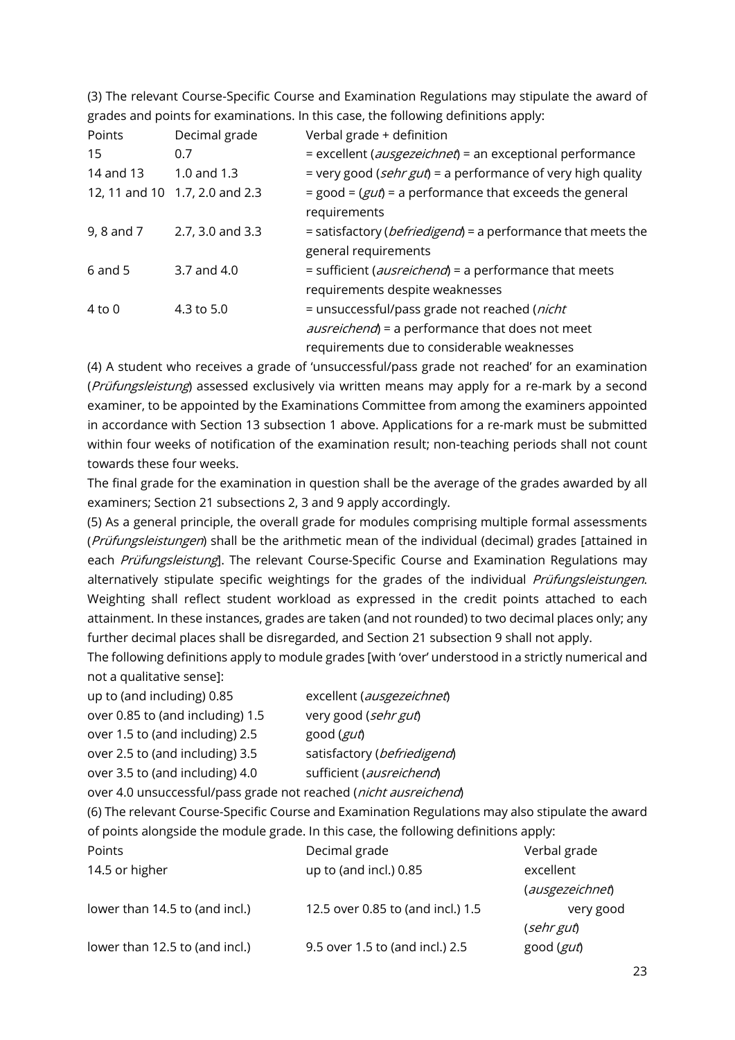(3) The relevant Course-Specific Course and Examination Regulations may stipulate the award of grades and points for examinations. In this case, the following definitions apply:

| Points | Decimal grade | Verbal grade + definition |
|---|---|---|
| 15 | 0.7 | = excellent (*ausgezeichnet*) = an exceptional performance |
| 14 and 13 | 1.0 and 1.3 | = very good (*sehr gut*) = a performance of very high quality |
| 12, 11 and 10 | 1.7, 2.0 and 2.3 | = good = (*gut*) = a performance that exceeds the general requirements |
| 9, 8 and 7 | 2.7, 3.0 and 3.3 | = satisfactory (*befriedigend*) = a performance that meets the general requirements |
| 6 and 5 | 3.7 and 4.0 | = sufficient (*ausreichend*) = a performance that meets requirements despite weaknesses |
| 4 to 0 | 4.3 to 5.0 | = unsuccessful/pass grade not reached (*nicht ausreichend*) = a performance that does not meet requirements due to considerable weaknesses |

(4) A student who receives a grade of 'unsuccessful/pass grade not reached' for an examination (*Prüfungsleistung*) assessed exclusively via written means may apply for a re-mark by a second examiner, to be appointed by the Examinations Committee from among the examiners appointed in accordance with Section 13 subsection 1 above. Applications for a re-mark must be submitted within four weeks of notification of the examination result; non-teaching periods shall not count towards these four weeks.

The final grade for the examination in question shall be the average of the grades awarded by all examiners; Section 21 subsections 2, 3 and 9 apply accordingly.

(5) As a general principle, the overall grade for modules comprising multiple formal assessments (*Prüfungsleistungen*) shall be the arithmetic mean of the individual (decimal) grades [attained in each *Prüfungsleistung*]. The relevant Course-Specific Course and Examination Regulations may alternatively stipulate specific weightings for the grades of the individual *Prüfungsleistungen*. Weighting shall reflect student workload as expressed in the credit points attached to each attainment. In these instances, grades are taken (and not rounded) to two decimal places only; any further decimal places shall be disregarded, and Section 21 subsection 9 shall not apply.

The following definitions apply to module grades [with 'over' understood in a strictly numerical and not a qualitative sense]:

| | |
|---|---|
| up to (and including) 0.85 | excellent (*ausgezeichnet*) |
| over 0.85 to (and including) 1.5 | very good (*sehr gut*) |
| over 1.5 to (and including) 2.5 | good (*gut*) |
| over 2.5 to (and including) 3.5 | satisfactory (*befriedigend*) |
| over 3.5 to (and including) 4.0 | sufficient (*ausreichend*) |
| over 4.0 | unsuccessful/pass grade not reached (*nicht ausreichend*) |

(6) The relevant Course-Specific Course and Examination Regulations may also stipulate the award of points alongside the module grade. In this case, the following definitions apply:

| Points | Decimal grade | Verbal grade |
|---|---|---|
| 14.5 or higher | up to (and incl.) 0.85 | excellent (*ausgezeichnet*) |
| lower than 14.5 to (and incl.) 12.5 | over 0.85 to (and incl.) 1.5 | very good (*sehr gut*) |
| lower than 12.5 to (and incl.) 9.5 | over 1.5 to (and incl.) 2.5 | good (*gut*) |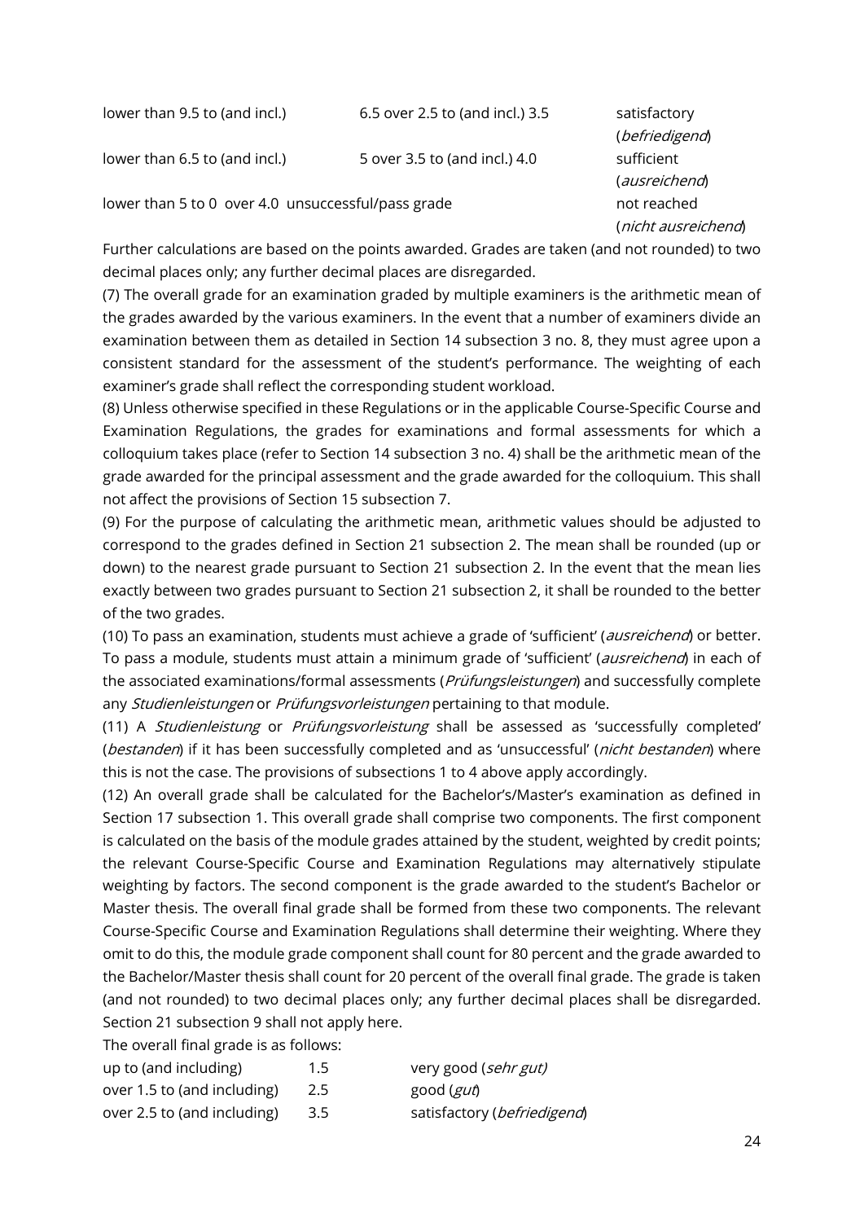| | | |
|---|---|---|
| lower than 9.5 to (and incl.) | 6.5 over 2.5 to (and incl.) 3.5 | satisfactory (*befriedigend*) |
| lower than 6.5 to (and incl.) | 5 over 3.5 to (and incl.) 4.0 | sufficient (*ausreichend*) |
| lower than 5 to 0 over 4.0 unsuccessful/pass grade | | not reached (*nicht ausreichend*) |

Further calculations are based on the points awarded. Grades are taken (and not rounded) to two decimal places only; any further decimal places are disregarded.

(7) The overall grade for an examination graded by multiple examiners is the arithmetic mean of the grades awarded by the various examiners. In the event that a number of examiners divide an examination between them as detailed in Section 14 subsection 3 no. 8, they must agree upon a consistent standard for the assessment of the student's performance. The weighting of each examiner's grade shall reflect the corresponding student workload.

(8) Unless otherwise specified in these Regulations or in the applicable Course-Specific Course and Examination Regulations, the grades for examinations and formal assessments for which a colloquium takes place (refer to Section 14 subsection 3 no. 4) shall be the arithmetic mean of the grade awarded for the principal assessment and the grade awarded for the colloquium. This shall not affect the provisions of Section 15 subsection 7.

(9) For the purpose of calculating the arithmetic mean, arithmetic values should be adjusted to correspond to the grades defined in Section 21 subsection 2. The mean shall be rounded (up or down) to the nearest grade pursuant to Section 21 subsection 2. In the event that the mean lies exactly between two grades pursuant to Section 21 subsection 2, it shall be rounded to the better of the two grades.

(10) To pass an examination, students must achieve a grade of 'sufficient' (*ausreichend*) or better. To pass a module, students must attain a minimum grade of 'sufficient' (*ausreichend*) in each of the associated examinations/formal assessments (*Prüfungsleistungen*) and successfully complete any *Studienleistungen* or *Prüfungsvorleistungen* pertaining to that module.

(11) A *Studienleistung* or *Prüfungsvorleistung* shall be assessed as 'successfully completed' (*bestanden*) if it has been successfully completed and as 'unsuccessful' (*nicht bestanden*) where this is not the case. The provisions of subsections 1 to 4 above apply accordingly.

(12) An overall grade shall be calculated for the Bachelor's/Master's examination as defined in Section 17 subsection 1. This overall grade shall comprise two components. The first component is calculated on the basis of the module grades attained by the student, weighted by credit points; the relevant Course-Specific Course and Examination Regulations may alternatively stipulate weighting by factors. The second component is the grade awarded to the student's Bachelor or Master thesis. The overall final grade shall be formed from these two components. The relevant Course-Specific Course and Examination Regulations shall determine their weighting. Where they omit to do this, the module grade component shall count for 80 percent and the grade awarded to the Bachelor/Master thesis shall count for 20 percent of the overall final grade. The grade is taken (and not rounded) to two decimal places only; any further decimal places shall be disregarded. Section 21 subsection 9 shall not apply here.

The overall final grade is as follows:

| | | |
|---|---|---|
| up to (and including) | 1.5 | very good (*sehr gut)* |
| over 1.5 to (and including) | 2.5 | good (*gut*) |
| over 2.5 to (and including) | 3.5 | satisfactory (*befriedigend*) |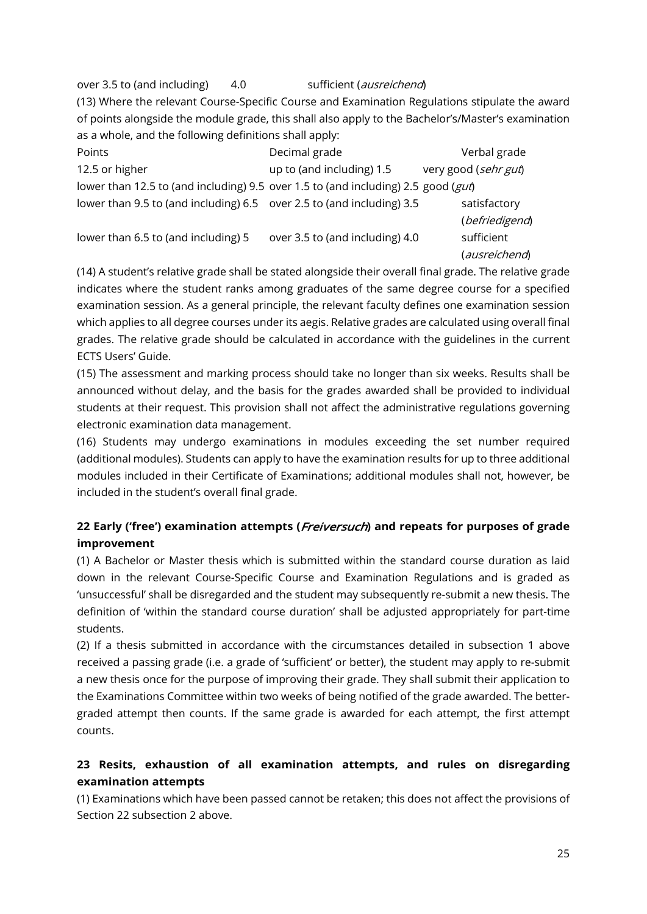| | | |
|---|---|---|
| over 3.5 to (and including) | 4.0 | sufficient (*ausreichend*) |

(13) Where the relevant Course-Specific Course and Examination Regulations stipulate the award of points alongside the module grade, this shall also apply to the Bachelor's/Master's examination as a whole, and the following definitions shall apply:

| Points | Decimal grade | Verbal grade |
|---|---|---|
| 12.5 or higher | up to (and including) 1.5 | very good (*sehr gut*) |
| lower than 12.5 to (and including) 9.5 | over 1.5 to (and including) 2.5 | good (*gut*) |
| lower than 9.5 to (and including) 6.5 | over 2.5 to (and including) 3.5 | satisfactory (*befriedigend*) |
| lower than 6.5 to (and including) 5 | over 3.5 to (and including) 4.0 | sufficient (*ausreichend*) |

(14) A student's relative grade shall be stated alongside their overall final grade. The relative grade indicates where the student ranks among graduates of the same degree course for a specified examination session. As a general principle, the relevant faculty defines one examination session which applies to all degree courses under its aegis. Relative grades are calculated using overall final grades. The relative grade should be calculated in accordance with the guidelines in the current ECTS Users' Guide.

(15) The assessment and marking process should take no longer than six weeks. Results shall be announced without delay, and the basis for the grades awarded shall be provided to individual students at their request. This provision shall not affect the administrative regulations governing electronic examination data management.

(16) Students may undergo examinations in modules exceeding the set number required (additional modules). Students can apply to have the examination results for up to three additional modules included in their Certificate of Examinations; additional modules shall not, however, be included in the student's overall final grade.

## 22 Early ('free') examination attempts (*Freiversuch*) and repeats for purposes of grade improvement

(1) A Bachelor or Master thesis which is submitted within the standard course duration as laid down in the relevant Course-Specific Course and Examination Regulations and is graded as 'unsuccessful' shall be disregarded and the student may subsequently re-submit a new thesis. The definition of 'within the standard course duration' shall be adjusted appropriately for part-time students.

(2) If a thesis submitted in accordance with the circumstances detailed in subsection 1 above received a passing grade (i.e. a grade of 'sufficient' or better), the student may apply to re-submit a new thesis once for the purpose of improving their grade. They shall submit their application to the Examinations Committee within two weeks of being notified of the grade awarded. The better-graded attempt then counts. If the same grade is awarded for each attempt, the first attempt counts.

## 23 Resits, exhaustion of all examination attempts, and rules on disregarding examination attempts

(1) Examinations which have been passed cannot be retaken; this does not affect the provisions of Section 22 subsection 2 above.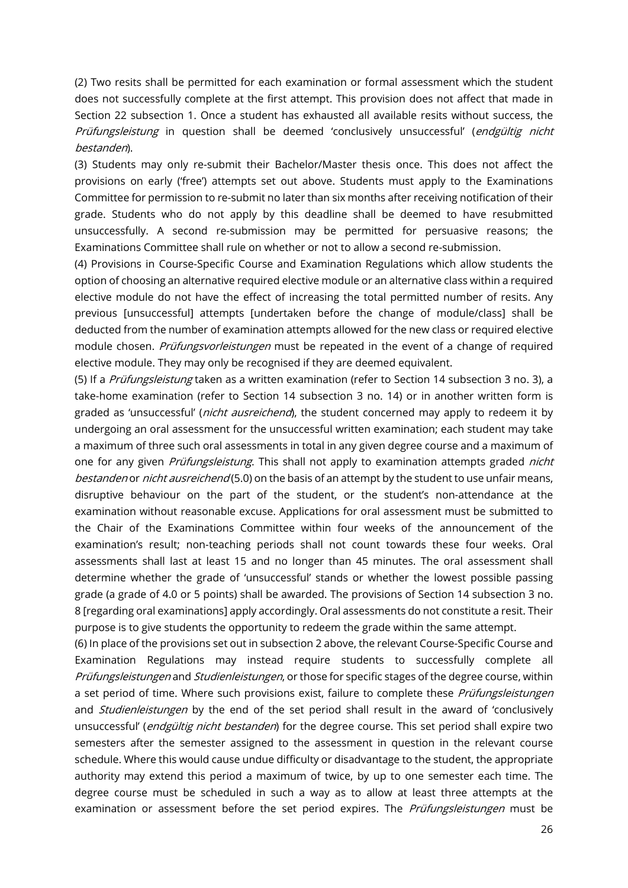(2) Two resits shall be permitted for each examination or formal assessment which the student does not successfully complete at the first attempt. This provision does not affect that made in Section 22 subsection 1. Once a student has exhausted all available resits without success, the *Prüfungsleistung* in question shall be deemed 'conclusively unsuccessful' (*endgültig nicht bestanden*).

(3) Students may only re-submit their Bachelor/Master thesis once. This does not affect the provisions on early ('free') attempts set out above. Students must apply to the Examinations Committee for permission to re-submit no later than six months after receiving notification of their grade. Students who do not apply by this deadline shall be deemed to have resubmitted unsuccessfully. A second re-submission may be permitted for persuasive reasons; the Examinations Committee shall rule on whether or not to allow a second re-submission.

(4) Provisions in Course-Specific Course and Examination Regulations which allow students the option of choosing an alternative required elective module or an alternative class within a required elective module do not have the effect of increasing the total permitted number of resits. Any previous [unsuccessful] attempts [undertaken before the change of module/class] shall be deducted from the number of examination attempts allowed for the new class or required elective module chosen. *Prüfungsvorleistungen* must be repeated in the event of a change of required elective module. They may only be recognised if they are deemed equivalent.

(5) If a *Prüfungsleistung* taken as a written examination (refer to Section 14 subsection 3 no. 3), a take-home examination (refer to Section 14 subsection 3 no. 14) or in another written form is graded as 'unsuccessful' (*nicht ausreichend*), the student concerned may apply to redeem it by undergoing an oral assessment for the unsuccessful written examination; each student may take a maximum of three such oral assessments in total in any given degree course and a maximum of one for any given *Prüfungsleistung*. This shall not apply to examination attempts graded *nicht bestanden* or *nicht ausreichend* (5.0) on the basis of an attempt by the student to use unfair means, disruptive behaviour on the part of the student, or the student's non-attendance at the examination without reasonable excuse. Applications for oral assessment must be submitted to the Chair of the Examinations Committee within four weeks of the announcement of the examination's result; non-teaching periods shall not count towards these four weeks. Oral assessments shall last at least 15 and no longer than 45 minutes. The oral assessment shall determine whether the grade of 'unsuccessful' stands or whether the lowest possible passing grade (a grade of 4.0 or 5 points) shall be awarded. The provisions of Section 14 subsection 3 no. 8 [regarding oral examinations] apply accordingly. Oral assessments do not constitute a resit. Their purpose is to give students the opportunity to redeem the grade within the same attempt.

(6) In place of the provisions set out in subsection 2 above, the relevant Course-Specific Course and Examination Regulations may instead require students to successfully complete all *Prüfungsleistungen* and *Studienleistungen*, or those for specific stages of the degree course, within a set period of time. Where such provisions exist, failure to complete these *Prüfungsleistungen* and *Studienleistungen* by the end of the set period shall result in the award of 'conclusively unsuccessful' (*endgültig nicht bestanden*) for the degree course. This set period shall expire two semesters after the semester assigned to the assessment in question in the relevant course schedule. Where this would cause undue difficulty or disadvantage to the student, the appropriate authority may extend this period a maximum of twice, by up to one semester each time. The degree course must be scheduled in such a way as to allow at least three attempts at the examination or assessment before the set period expires. The *Prüfungsleistungen* must be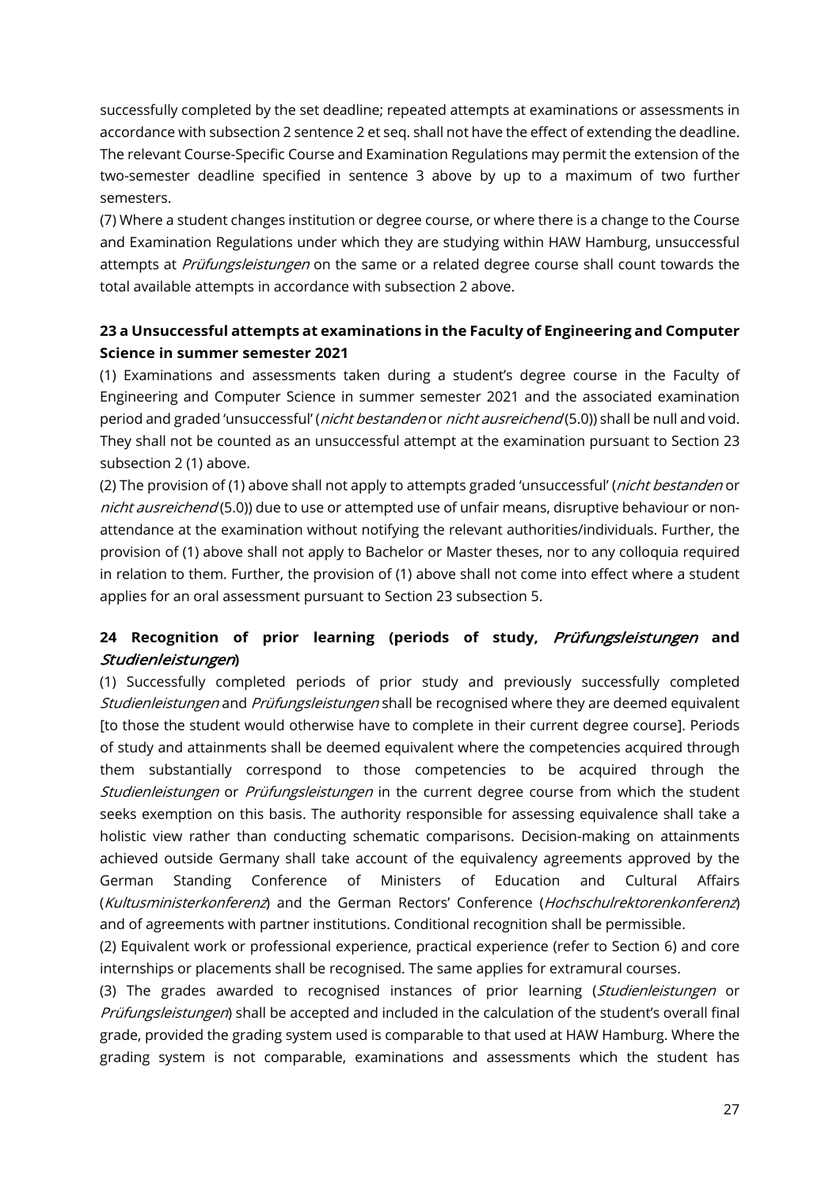successfully completed by the set deadline; repeated attempts at examinations or assessments in accordance with subsection 2 sentence 2 et seq. shall not have the effect of extending the deadline. The relevant Course-Specific Course and Examination Regulations may permit the extension of the two-semester deadline specified in sentence 3 above by up to a maximum of two further semesters.

(7) Where a student changes institution or degree course, or where there is a change to the Course and Examination Regulations under which they are studying within HAW Hamburg, unsuccessful attempts at *Prüfungsleistungen* on the same or a related degree course shall count towards the total available attempts in accordance with subsection 2 above.

### 23 a Unsuccessful attempts at examinations in the Faculty of Engineering and Computer Science in summer semester 2021

(1) Examinations and assessments taken during a student's degree course in the Faculty of Engineering and Computer Science in summer semester 2021 and the associated examination period and graded 'unsuccessful' (*nicht bestanden* or *nicht ausreichend* (5.0)) shall be null and void. They shall not be counted as an unsuccessful attempt at the examination pursuant to Section 23 subsection 2 (1) above.

(2) The provision of (1) above shall not apply to attempts graded 'unsuccessful' (*nicht bestanden* or *nicht ausreichend* (5.0)) due to use or attempted use of unfair means, disruptive behaviour or non-attendance at the examination without notifying the relevant authorities/individuals. Further, the provision of (1) above shall not apply to Bachelor or Master theses, nor to any colloquia required in relation to them. Further, the provision of (1) above shall not come into effect where a student applies for an oral assessment pursuant to Section 23 subsection 5.

### 24 Recognition of prior learning (periods of study, *Prüfungsleistungen* and *Studienleistungen*)

(1) Successfully completed periods of prior study and previously successfully completed *Studienleistungen* and *Prüfungsleistungen* shall be recognised where they are deemed equivalent [to those the student would otherwise have to complete in their current degree course]. Periods of study and attainments shall be deemed equivalent where the competencies acquired through them substantially correspond to those competencies to be acquired through the *Studienleistungen* or *Prüfungsleistungen* in the current degree course from which the student seeks exemption on this basis. The authority responsible for assessing equivalence shall take a holistic view rather than conducting schematic comparisons. Decision-making on attainments achieved outside Germany shall take account of the equivalency agreements approved by the German Standing Conference of Ministers of Education and Cultural Affairs (*Kultusministerkonferenz*) and the German Rectors' Conference (*Hochschulrektorenkonferenz*) and of agreements with partner institutions. Conditional recognition shall be permissible.

(2) Equivalent work or professional experience, practical experience (refer to Section 6) and core internships or placements shall be recognised. The same applies for extramural courses.

(3) The grades awarded to recognised instances of prior learning (*Studienleistungen* or *Prüfungsleistungen*) shall be accepted and included in the calculation of the student's overall final grade, provided the grading system used is comparable to that used at HAW Hamburg. Where the grading system is not comparable, examinations and assessments which the student has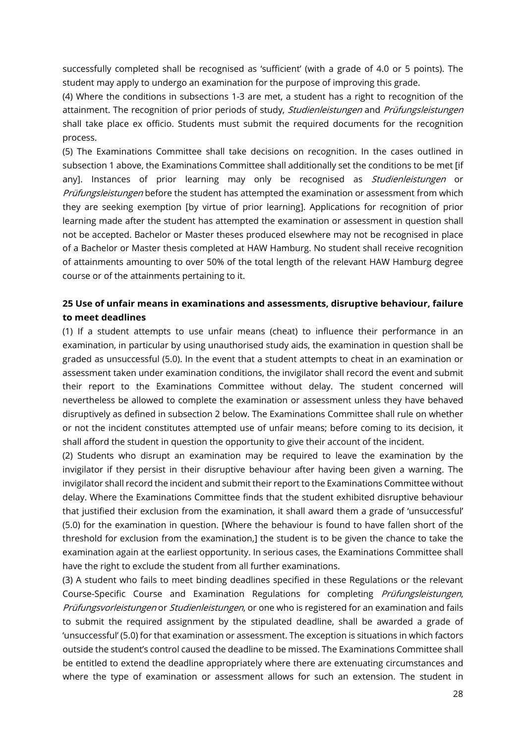successfully completed shall be recognised as 'sufficient' (with a grade of 4.0 or 5 points). The student may apply to undergo an examination for the purpose of improving this grade.

(4) Where the conditions in subsections 1-3 are met, a student has a right to recognition of the attainment. The recognition of prior periods of study, *Studienleistungen* and *Prüfungsleistungen* shall take place ex officio. Students must submit the required documents for the recognition process.

(5) The Examinations Committee shall take decisions on recognition. In the cases outlined in subsection 1 above, the Examinations Committee shall additionally set the conditions to be met [if any]. Instances of prior learning may only be recognised as *Studienleistungen* or *Prüfungsleistungen* before the student has attempted the examination or assessment from which they are seeking exemption [by virtue of prior learning]. Applications for recognition of prior learning made after the student has attempted the examination or assessment in question shall not be accepted. Bachelor or Master theses produced elsewhere may not be recognised in place of a Bachelor or Master thesis completed at HAW Hamburg. No student shall receive recognition of attainments amounting to over 50% of the total length of the relevant HAW Hamburg degree course or of the attainments pertaining to it.

## 25 Use of unfair means in examinations and assessments, disruptive behaviour, failure to meet deadlines

(1) If a student attempts to use unfair means (cheat) to influence their performance in an examination, in particular by using unauthorised study aids, the examination in question shall be graded as unsuccessful (5.0). In the event that a student attempts to cheat in an examination or assessment taken under examination conditions, the invigilator shall record the event and submit their report to the Examinations Committee without delay. The student concerned will nevertheless be allowed to complete the examination or assessment unless they have behaved disruptively as defined in subsection 2 below. The Examinations Committee shall rule on whether or not the incident constitutes attempted use of unfair means; before coming to its decision, it shall afford the student in question the opportunity to give their account of the incident.

(2) Students who disrupt an examination may be required to leave the examination by the invigilator if they persist in their disruptive behaviour after having been given a warning. The invigilator shall record the incident and submit their report to the Examinations Committee without delay. Where the Examinations Committee finds that the student exhibited disruptive behaviour that justified their exclusion from the examination, it shall award them a grade of 'unsuccessful' (5.0) for the examination in question. [Where the behaviour is found to have fallen short of the threshold for exclusion from the examination,] the student is to be given the chance to take the examination again at the earliest opportunity. In serious cases, the Examinations Committee shall have the right to exclude the student from all further examinations.

(3) A student who fails to meet binding deadlines specified in these Regulations or the relevant Course-Specific Course and Examination Regulations for completing *Prüfungsleistungen*, *Prüfungsvorleistungen* or *Studienleistungen*, or one who is registered for an examination and fails to submit the required assignment by the stipulated deadline, shall be awarded a grade of 'unsuccessful' (5.0) for that examination or assessment. The exception is situations in which factors outside the student's control caused the deadline to be missed. The Examinations Committee shall be entitled to extend the deadline appropriately where there are extenuating circumstances and where the type of examination or assessment allows for such an extension. The student in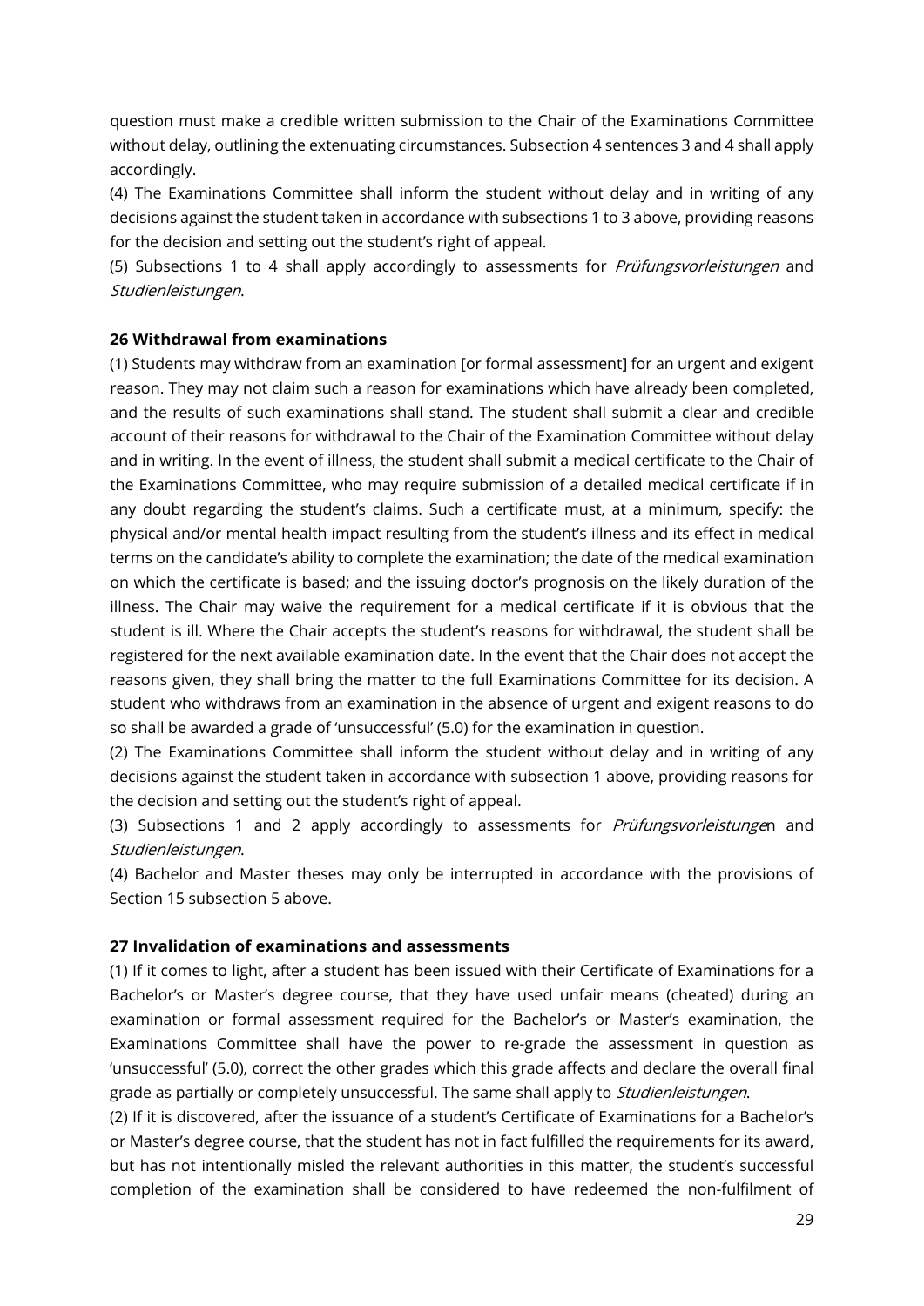question must make a credible written submission to the Chair of the Examinations Committee without delay, outlining the extenuating circumstances. Subsection 4 sentences 3 and 4 shall apply accordingly.

(4) The Examinations Committee shall inform the student without delay and in writing of any decisions against the student taken in accordance with subsections 1 to 3 above, providing reasons for the decision and setting out the student's right of appeal.

(5) Subsections 1 to 4 shall apply accordingly to assessments for *Prüfungsvorleistungen* and *Studienleistungen*.

### 26 Withdrawal from examinations

(1) Students may withdraw from an examination [or formal assessment] for an urgent and exigent reason. They may not claim such a reason for examinations which have already been completed, and the results of such examinations shall stand. The student shall submit a clear and credible account of their reasons for withdrawal to the Chair of the Examination Committee without delay and in writing. In the event of illness, the student shall submit a medical certificate to the Chair of the Examinations Committee, who may require submission of a detailed medical certificate if in any doubt regarding the student's claims. Such a certificate must, at a minimum, specify: the physical and/or mental health impact resulting from the student's illness and its effect in medical terms on the candidate's ability to complete the examination; the date of the medical examination on which the certificate is based; and the issuing doctor's prognosis on the likely duration of the illness. The Chair may waive the requirement for a medical certificate if it is obvious that the student is ill. Where the Chair accepts the student's reasons for withdrawal, the student shall be registered for the next available examination date. In the event that the Chair does not accept the reasons given, they shall bring the matter to the full Examinations Committee for its decision. A student who withdraws from an examination in the absence of urgent and exigent reasons to do so shall be awarded a grade of 'unsuccessful' (5.0) for the examination in question.

(2) The Examinations Committee shall inform the student without delay and in writing of any decisions against the student taken in accordance with subsection 1 above, providing reasons for the decision and setting out the student's right of appeal.

(3) Subsections 1 and 2 apply accordingly to assessments for *Prüfungsvorleistungen* and *Studienleistungen*.

(4) Bachelor and Master theses may only be interrupted in accordance with the provisions of Section 15 subsection 5 above.

### 27 Invalidation of examinations and assessments

(1) If it comes to light, after a student has been issued with their Certificate of Examinations for a Bachelor's or Master's degree course, that they have used unfair means (cheated) during an examination or formal assessment required for the Bachelor's or Master's examination, the Examinations Committee shall have the power to re-grade the assessment in question as 'unsuccessful' (5.0), correct the other grades which this grade affects and declare the overall final grade as partially or completely unsuccessful. The same shall apply to *Studienleistungen*.

(2) If it is discovered, after the issuance of a student's Certificate of Examinations for a Bachelor's or Master's degree course, that the student has not in fact fulfilled the requirements for its award, but has not intentionally misled the relevant authorities in this matter, the student's successful completion of the examination shall be considered to have redeemed the non-fulfilment of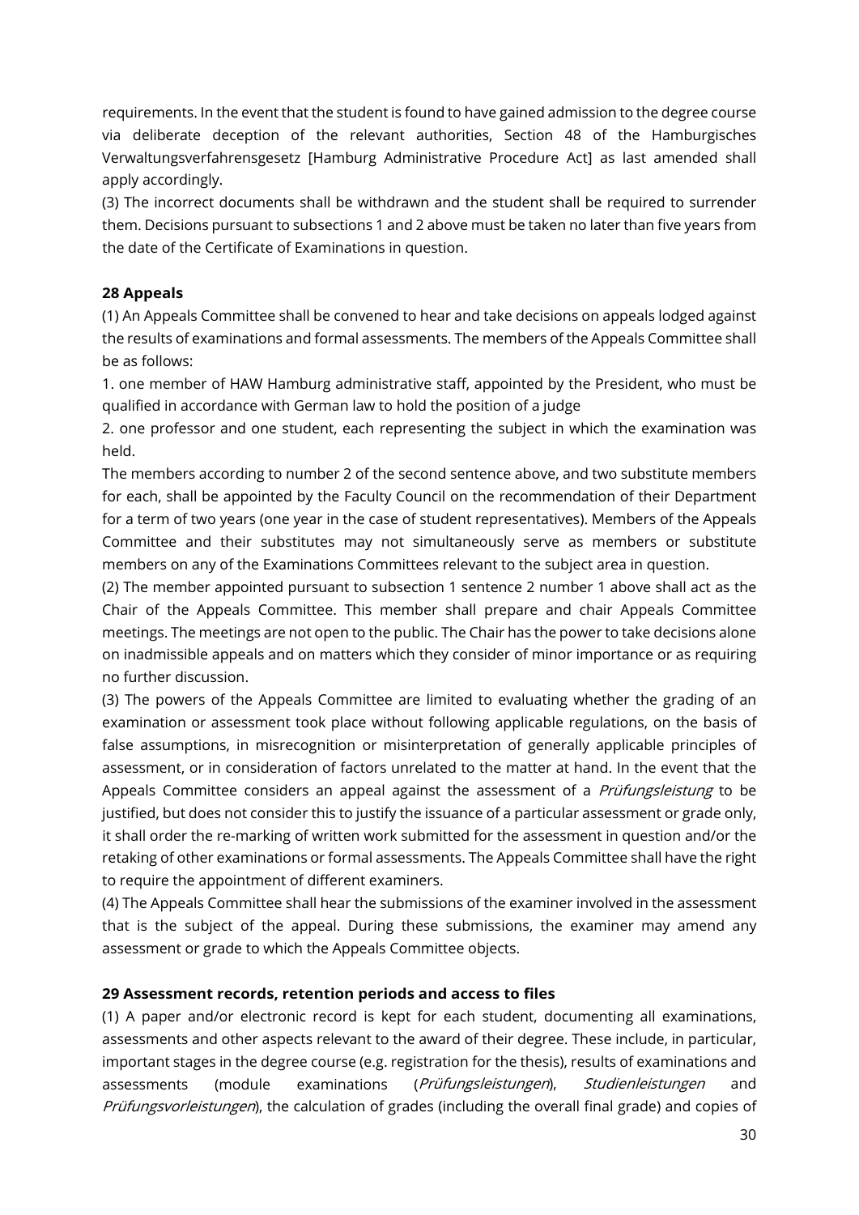requirements. In the event that the student is found to have gained admission to the degree course via deliberate deception of the relevant authorities, Section 48 of the Hamburgisches Verwaltungsverfahrensgesetz [Hamburg Administrative Procedure Act] as last amended shall apply accordingly.

(3) The incorrect documents shall be withdrawn and the student shall be required to surrender them. Decisions pursuant to subsections 1 and 2 above must be taken no later than five years from the date of the Certificate of Examinations in question.

## 28 Appeals

(1) An Appeals Committee shall be convened to hear and take decisions on appeals lodged against the results of examinations and formal assessments. The members of the Appeals Committee shall be as follows:

1. one member of HAW Hamburg administrative staff, appointed by the President, who must be qualified in accordance with German law to hold the position of a judge
2. one professor and one student, each representing the subject in which the examination was held.

The members according to number 2 of the second sentence above, and two substitute members for each, shall be appointed by the Faculty Council on the recommendation of their Department for a term of two years (one year in the case of student representatives). Members of the Appeals Committee and their substitutes may not simultaneously serve as members or substitute members on any of the Examinations Committees relevant to the subject area in question.

(2) The member appointed pursuant to subsection 1 sentence 2 number 1 above shall act as the Chair of the Appeals Committee. This member shall prepare and chair Appeals Committee meetings. The meetings are not open to the public. The Chair has the power to take decisions alone on inadmissible appeals and on matters which they consider of minor importance or as requiring no further discussion.

(3) The powers of the Appeals Committee are limited to evaluating whether the grading of an examination or assessment took place without following applicable regulations, on the basis of false assumptions, in misrecognition or misinterpretation of generally applicable principles of assessment, or in consideration of factors unrelated to the matter at hand. In the event that the Appeals Committee considers an appeal against the assessment of a *Prüfungsleistung* to be justified, but does not consider this to justify the issuance of a particular assessment or grade only, it shall order the re-marking of written work submitted for the assessment in question and/or the retaking of other examinations or formal assessments. The Appeals Committee shall have the right to require the appointment of different examiners.

(4) The Appeals Committee shall hear the submissions of the examiner involved in the assessment that is the subject of the appeal. During these submissions, the examiner may amend any assessment or grade to which the Appeals Committee objects.

## 29 Assessment records, retention periods and access to files

(1) A paper and/or electronic record is kept for each student, documenting all examinations, assessments and other aspects relevant to the award of their degree. These include, in particular, important stages in the degree course (e.g. registration for the thesis), results of examinations and assessments (module examinations (*Prüfungsleistungen*), *Studienleistungen* and *Prüfungsvorleistungen*), the calculation of grades (including the overall final grade) and copies of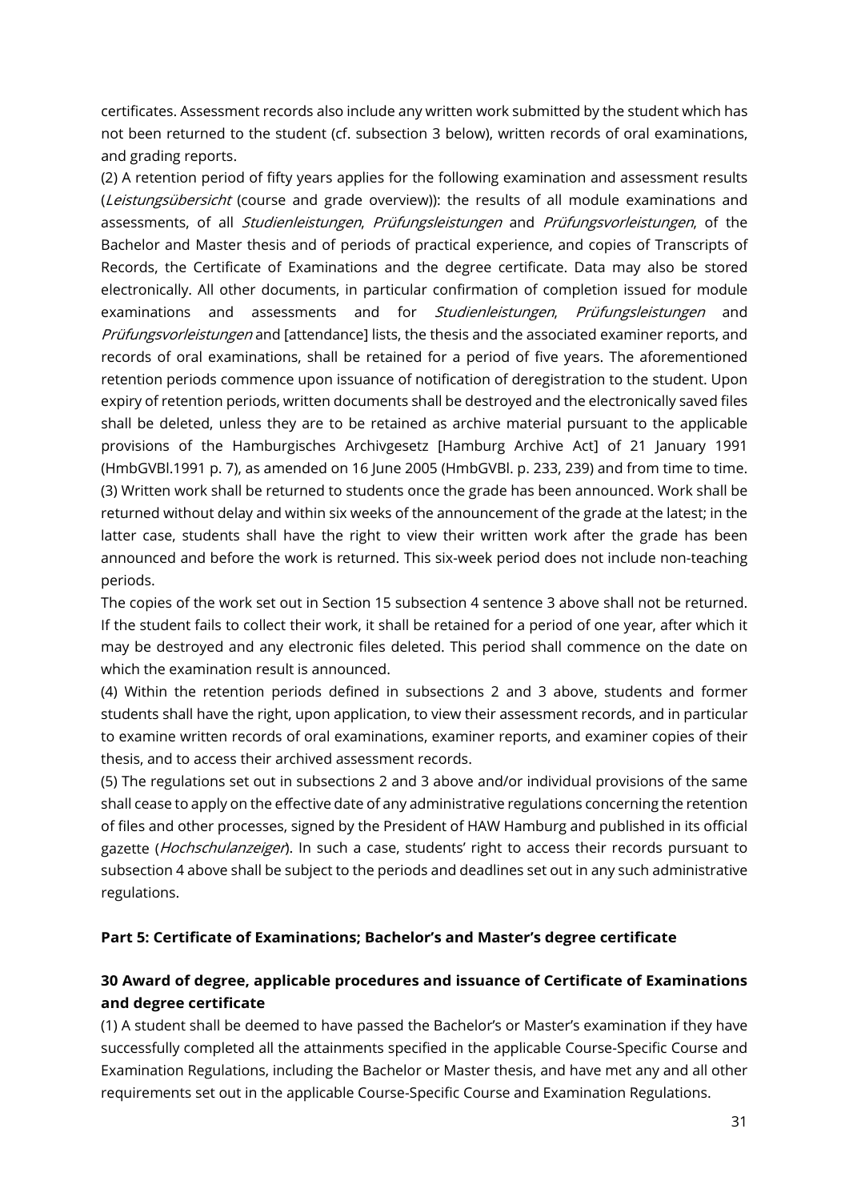certificates. Assessment records also include any written work submitted by the student which has not been returned to the student (cf. subsection 3 below), written records of oral examinations, and grading reports.

(2) A retention period of fifty years applies for the following examination and assessment results (*Leistungsübersicht* (course and grade overview)): the results of all module examinations and assessments, of all *Studienleistungen*, *Prüfungsleistungen* and *Prüfungsvorleistungen*, of the Bachelor and Master thesis and of periods of practical experience, and copies of Transcripts of Records, the Certificate of Examinations and the degree certificate. Data may also be stored electronically. All other documents, in particular confirmation of completion issued for module examinations and assessments and for *Studienleistungen*, *Prüfungsleistungen* and *Prüfungsvorleistungen* and [attendance] lists, the thesis and the associated examiner reports, and records of oral examinations, shall be retained for a period of five years. The aforementioned retention periods commence upon issuance of notification of deregistration to the student. Upon expiry of retention periods, written documents shall be destroyed and the electronically saved files shall be deleted, unless they are to be retained as archive material pursuant to the applicable provisions of the Hamburgisches Archivgesetz [Hamburg Archive Act] of 21 January 1991 (HmbGVBl.1991 p. 7), as amended on 16 June 2005 (HmbGVBl. p. 233, 239) and from time to time.

(3) Written work shall be returned to students once the grade has been announced. Work shall be returned without delay and within six weeks of the announcement of the grade at the latest; in the latter case, students shall have the right to view their written work after the grade has been announced and before the work is returned. This six-week period does not include non-teaching periods.

The copies of the work set out in Section 15 subsection 4 sentence 3 above shall not be returned. If the student fails to collect their work, it shall be retained for a period of one year, after which it may be destroyed and any electronic files deleted. This period shall commence on the date on which the examination result is announced.

(4) Within the retention periods defined in subsections 2 and 3 above, students and former students shall have the right, upon application, to view their assessment records, and in particular to examine written records of oral examinations, examiner reports, and examiner copies of their thesis, and to access their archived assessment records.

(5) The regulations set out in subsections 2 and 3 above and/or individual provisions of the same shall cease to apply on the effective date of any administrative regulations concerning the retention of files and other processes, signed by the President of HAW Hamburg and published in its official gazette (*Hochschulanzeiger*). In such a case, students' right to access their records pursuant to subsection 4 above shall be subject to the periods and deadlines set out in any such administrative regulations.

## Part 5: Certificate of Examinations; Bachelor's and Master's degree certificate

### 30 Award of degree, applicable procedures and issuance of Certificate of Examinations and degree certificate

(1) A student shall be deemed to have passed the Bachelor's or Master's examination if they have successfully completed all the attainments specified in the applicable Course-Specific Course and Examination Regulations, including the Bachelor or Master thesis, and have met any and all other requirements set out in the applicable Course-Specific Course and Examination Regulations.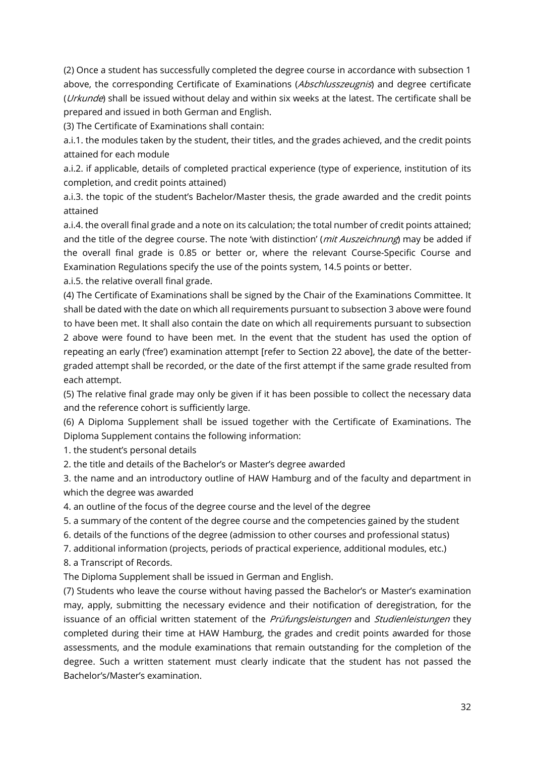(2) Once a student has successfully completed the degree course in accordance with subsection 1 above, the corresponding Certificate of Examinations (*Abschlusszeugnis*) and degree certificate (*Urkunde*) shall be issued without delay and within six weeks at the latest. The certificate shall be prepared and issued in both German and English.

(3) The Certificate of Examinations shall contain:

a.i.1. the modules taken by the student, their titles, and the grades achieved, and the credit points attained for each module

a.i.2. if applicable, details of completed practical experience (type of experience, institution of its completion, and credit points attained)

a.i.3. the topic of the student's Bachelor/Master thesis, the grade awarded and the credit points attained

a.i.4. the overall final grade and a note on its calculation; the total number of credit points attained; and the title of the degree course. The note 'with distinction' (*mit Auszeichnung*) may be added if the overall final grade is 0.85 or better or, where the relevant Course-Specific Course and Examination Regulations specify the use of the points system, 14.5 points or better.

a.i.5. the relative overall final grade.

(4) The Certificate of Examinations shall be signed by the Chair of the Examinations Committee. It shall be dated with the date on which all requirements pursuant to subsection 3 above were found to have been met. It shall also contain the date on which all requirements pursuant to subsection 2 above were found to have been met. In the event that the student has used the option of repeating an early ('free') examination attempt [refer to Section 22 above], the date of the better-graded attempt shall be recorded, or the date of the first attempt if the same grade resulted from each attempt.

(5) The relative final grade may only be given if it has been possible to collect the necessary data and the reference cohort is sufficiently large.

(6) A Diploma Supplement shall be issued together with the Certificate of Examinations. The Diploma Supplement contains the following information:

1. the student's personal details
2. the title and details of the Bachelor's or Master's degree awarded
3. the name and an introductory outline of HAW Hamburg and of the faculty and department in which the degree was awarded
4. an outline of the focus of the degree course and the level of the degree
5. a summary of the content of the degree course and the competencies gained by the student
6. details of the functions of the degree (admission to other courses and professional status)
7. additional information (projects, periods of practical experience, additional modules, etc.)
8. a Transcript of Records.

The Diploma Supplement shall be issued in German and English.

(7) Students who leave the course without having passed the Bachelor's or Master's examination may, apply, submitting the necessary evidence and their notification of deregistration, for the issuance of an official written statement of the *Prüfungsleistungen* and *Studienleistungen* they completed during their time at HAW Hamburg, the grades and credit points awarded for those assessments, and the module examinations that remain outstanding for the completion of the degree. Such a written statement must clearly indicate that the student has not passed the Bachelor's/Master's examination.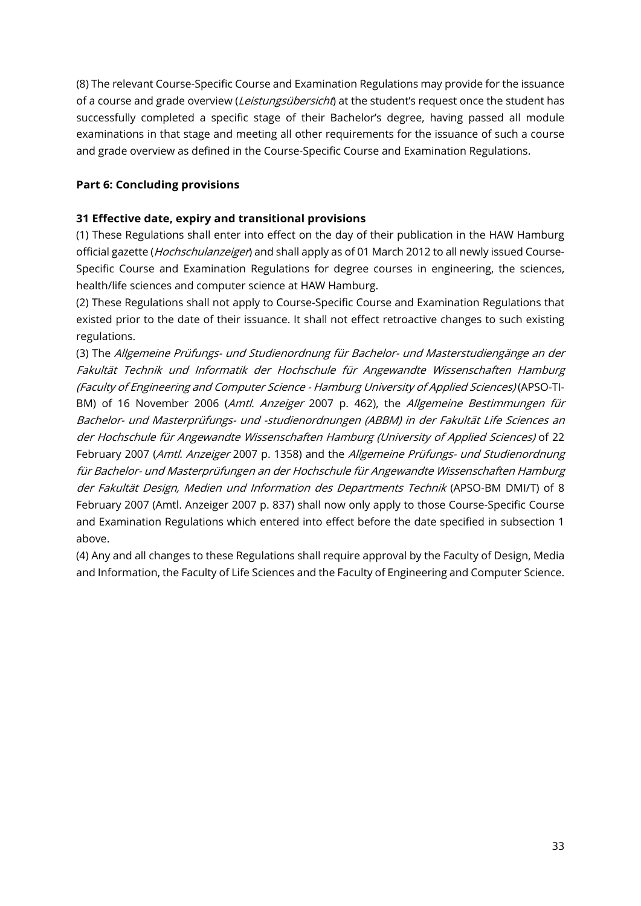(8) The relevant Course-Specific Course and Examination Regulations may provide for the issuance of a course and grade overview (*Leistungsübersicht*) at the student's request once the student has successfully completed a specific stage of their Bachelor's degree, having passed all module examinations in that stage and meeting all other requirements for the issuance of such a course and grade overview as defined in the Course-Specific Course and Examination Regulations.

## Part 6: Concluding provisions

### 31 Effective date, expiry and transitional provisions

(1) These Regulations shall enter into effect on the day of their publication in the HAW Hamburg official gazette (*Hochschulanzeiger*) and shall apply as of 01 March 2012 to all newly issued Course-Specific Course and Examination Regulations for degree courses in engineering, the sciences, health/life sciences and computer science at HAW Hamburg.

(2) These Regulations shall not apply to Course-Specific Course and Examination Regulations that existed prior to the date of their issuance. It shall not effect retroactive changes to such existing regulations.

(3) The *Allgemeine Prüfungs- und Studienordnung für Bachelor- und Masterstudiengänge an der Fakultät Technik und Informatik der Hochschule für Angewandte Wissenschaften Hamburg (Faculty of Engineering and Computer Science - Hamburg University of Applied Sciences)* (APSO-TI-BM) of 16 November 2006 (*Amtl. Anzeiger* 2007 p. 462), the *Allgemeine Bestimmungen für Bachelor- und Masterprüfungs- und -studienordnungen (ABBM) in der Fakultät Life Sciences an der Hochschule für Angewandte Wissenschaften Hamburg (University of Applied Sciences)* of 22 February 2007 (*Amtl. Anzeiger* 2007 p. 1358) and the *Allgemeine Prüfungs- und Studienordnung für Bachelor- und Masterprüfungen an der Hochschule für Angewandte Wissenschaften Hamburg der Fakultät Design, Medien und Information des Departments Technik* (APSO-BM DMI/T) of 8 February 2007 (Amtl. Anzeiger 2007 p. 837) shall now only apply to those Course-Specific Course and Examination Regulations which entered into effect before the date specified in subsection 1 above.

(4) Any and all changes to these Regulations shall require approval by the Faculty of Design, Media and Information, the Faculty of Life Sciences and the Faculty of Engineering and Computer Science.